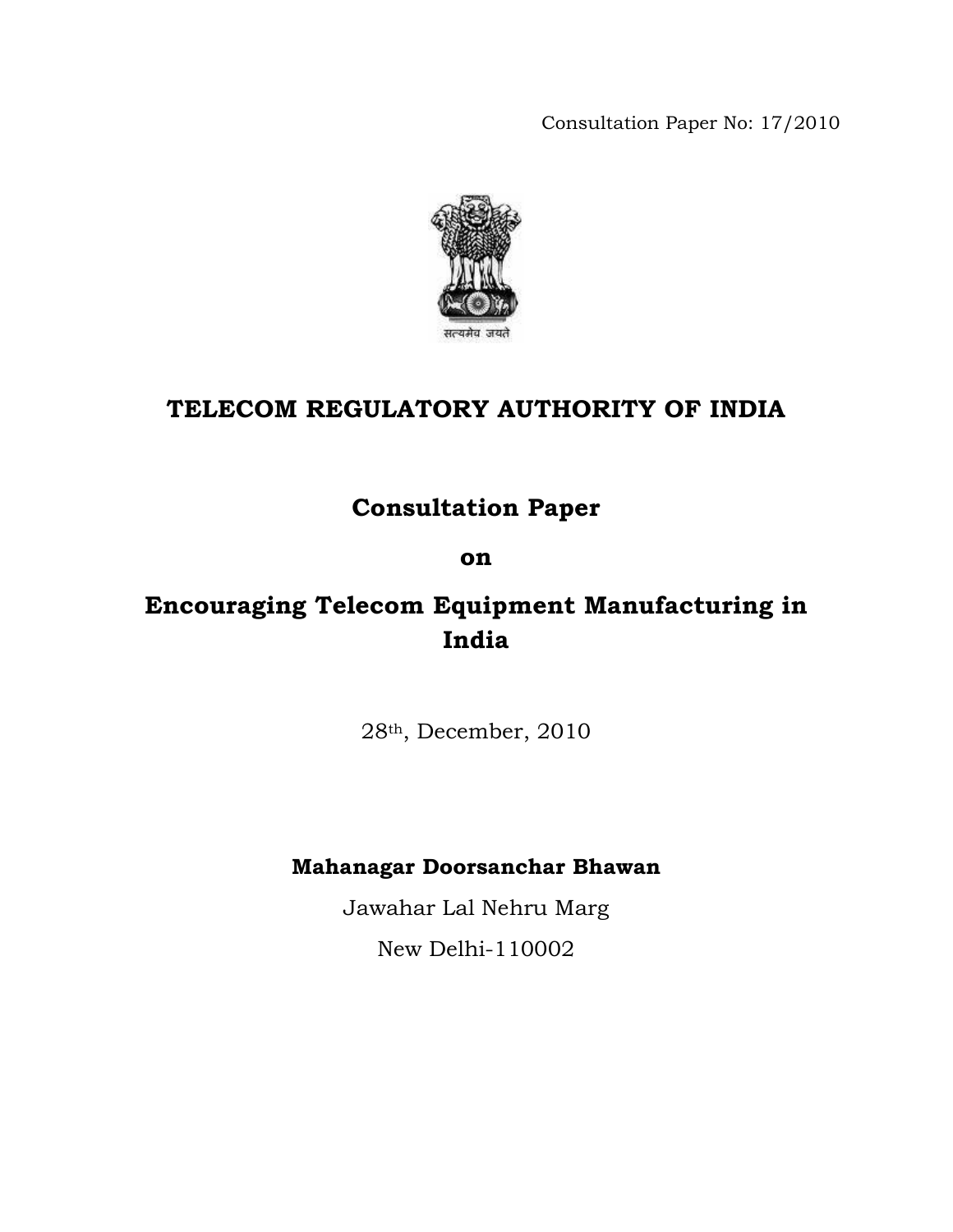Consultation Paper No: 17/2010

सत्यमेव जयते

# TELECOM REGULATORY AUTHORITY OF INDIA

## Consultation Paper

## on

## Encouraging Telecom Equipment Manufacturing in India

28th, December, 2010

**Mahanagar Doorsanchar Bhawan**

Jawahar Lal Nehru Marg

New Delhi-110002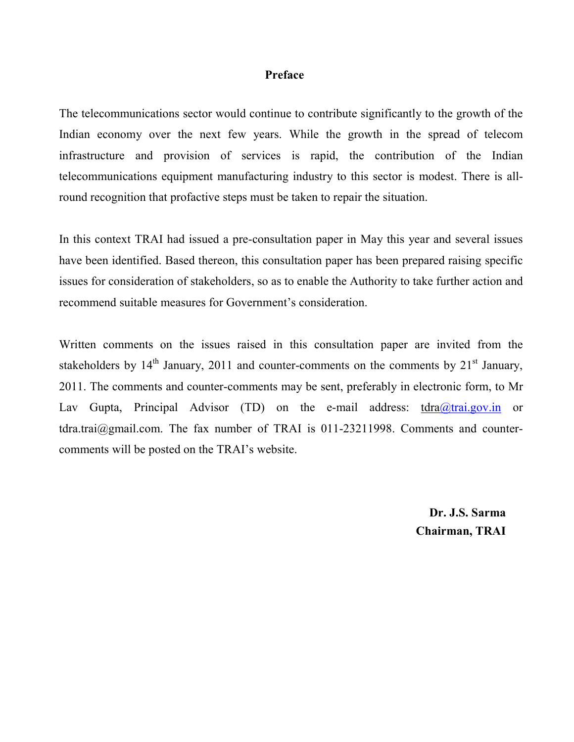## Preface

The telecommunications sector would continue to contribute significantly to the growth of the Indian economy over the next few years. While the growth in the spread of telecom infrastructure and provision of services is rapid, the contribution of the Indian telecommunications equipment manufacturing industry to this sector is modest. There is all-round recognition that profactive steps must be taken to repair the situation.

In this context TRAI had issued a pre-consultation paper in May this year and several issues have been identified. Based thereon, this consultation paper has been prepared raising specific issues for consideration of stakeholders, so as to enable the Authority to take further action and recommend suitable measures for Government's consideration.

Written comments on the issues raised in this consultation paper are invited from the stakeholders by 14th January, 2011 and counter-comments on the comments by 21st January, 2011. The comments and counter-comments may be sent, preferably in electronic form, to Mr Lav Gupta, Principal Advisor (TD) on the e-mail address: tdra@trai.gov.in or tdra.trai@gmail.com. The fax number of TRAI is 011-23211998. Comments and counter-comments will be posted on the TRAI's website.

**Dr. J.S. Sarma**
**Chairman, TRAI**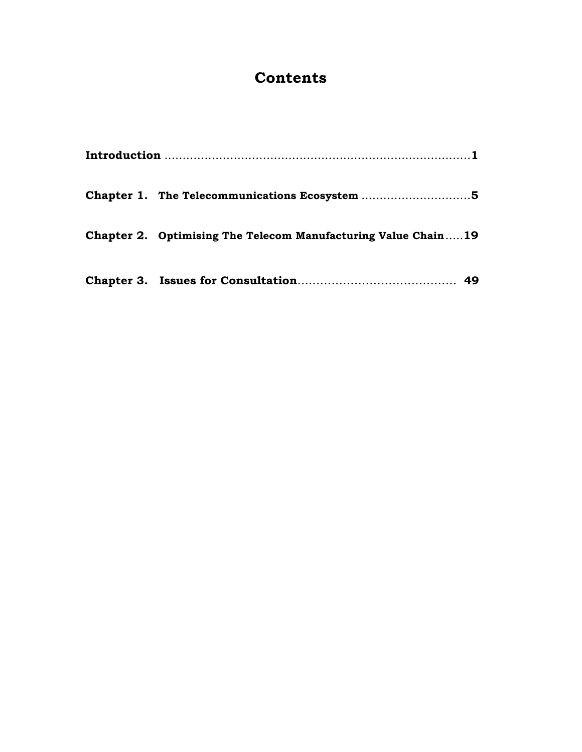# Contents

**Introduction** ..................................................................................**1**

**Chapter 1. The Telecommunications Ecosystem** ..............................**5**

**Chapter 2. Optimising The Telecom Manufacturing Value Chain**.....**19**

**Chapter 3. Issues for Consultation**.......................................... **49**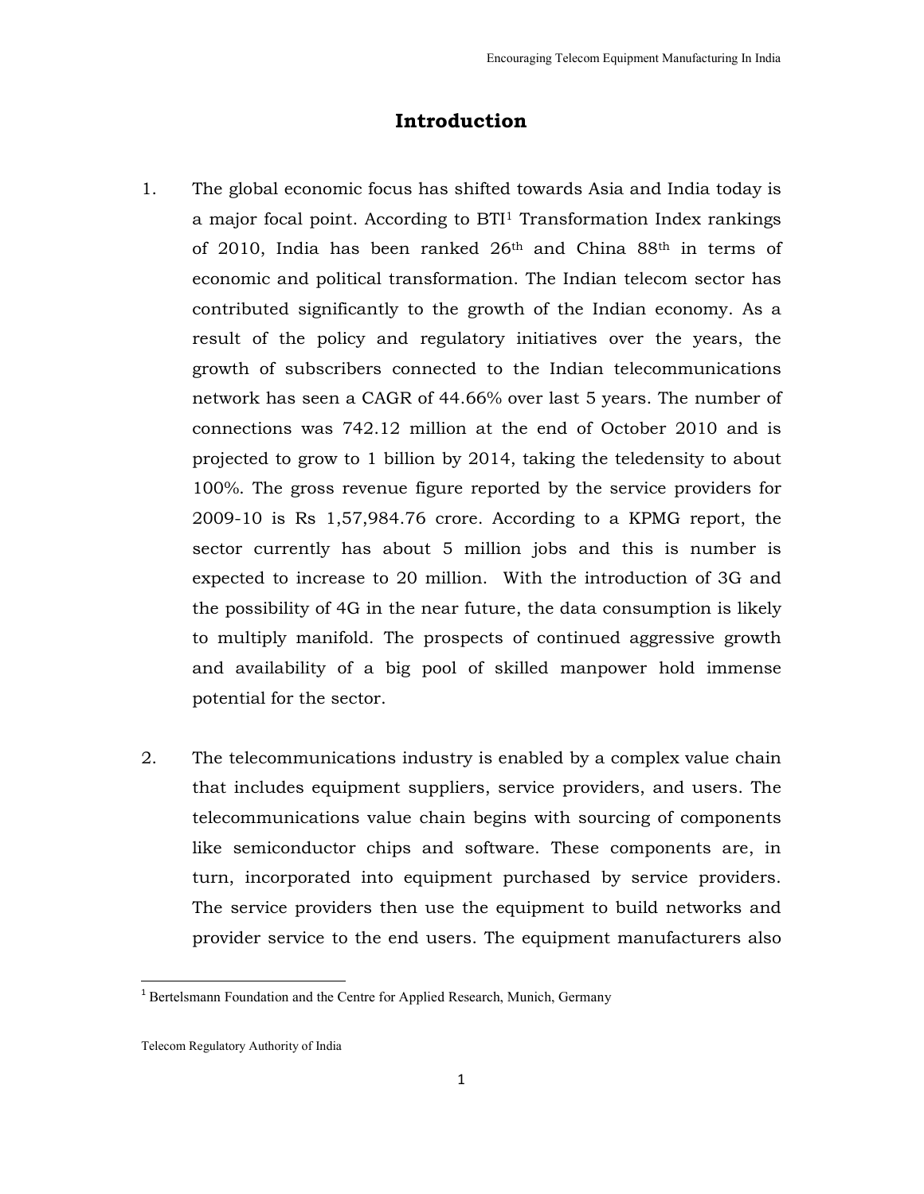# Introduction

1. The global economic focus has shifted towards Asia and India today is a major focal point. According to BTI[1] Transformation Index rankings of 2010, India has been ranked 26th and China 88th in terms of economic and political transformation. The Indian telecom sector has contributed significantly to the growth of the Indian economy. As a result of the policy and regulatory initiatives over the years, the growth of subscribers connected to the Indian telecommunications network has seen a CAGR of 44.66% over last 5 years. The number of connections was 742.12 million at the end of October 2010 and is projected to grow to 1 billion by 2014, taking the teledensity to about 100%. The gross revenue figure reported by the service providers for 2009-10 is Rs 1,57,984.76 crore. According to a KPMG report, the sector currently has about 5 million jobs and this is number is expected to increase to 20 million. With the introduction of 3G and the possibility of 4G in the near future, the data consumption is likely to multiply manifold. The prospects of continued aggressive growth and availability of a big pool of skilled manpower hold immense potential for the sector.

2. The telecommunications industry is enabled by a complex value chain that includes equipment suppliers, service providers, and users. The telecommunications value chain begins with sourcing of components like semiconductor chips and software. These components are, in turn, incorporated into equipment purchased by service providers. The service providers then use the equipment to build networks and provider service to the end users. The equipment manufacturers also

[1] Bertelsmann Foundation and the Centre for Applied Research, Munich, Germany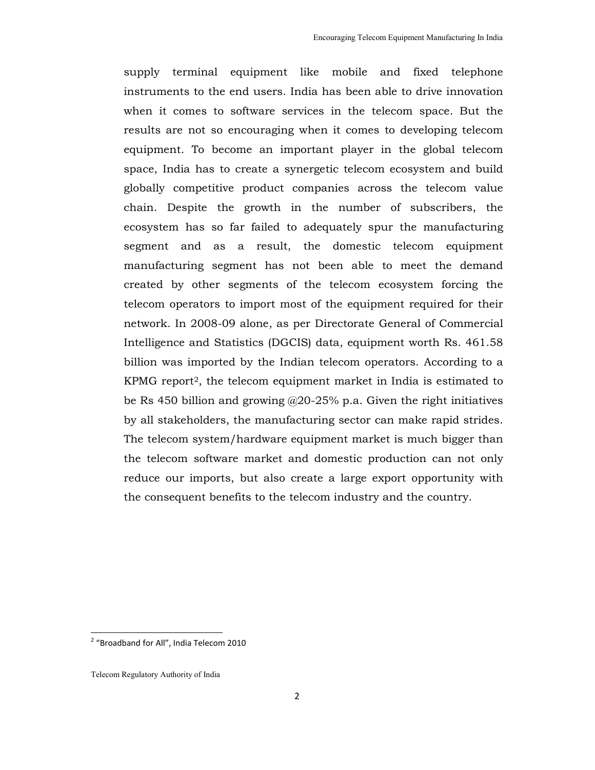supply terminal equipment like mobile and fixed telephone instruments to the end users. India has been able to drive innovation when it comes to software services in the telecom space. But the results are not so encouraging when it comes to developing telecom equipment. To become an important player in the global telecom space, India has to create a synergetic telecom ecosystem and build globally competitive product companies across the telecom value chain. Despite the growth in the number of subscribers, the ecosystem has so far failed to adequately spur the manufacturing segment and as a result, the domestic telecom equipment manufacturing segment has not been able to meet the demand created by other segments of the telecom ecosystem forcing the telecom operators to import most of the equipment required for their network. In 2008-09 alone, as per Directorate General of Commercial Intelligence and Statistics (DGCIS) data, equipment worth Rs. 461.58 billion was imported by the Indian telecom operators. According to a KPMG report[2], the telecom equipment market in India is estimated to be Rs 450 billion and growing @20-25% p.a. Given the right initiatives by all stakeholders, the manufacturing sector can make rapid strides. The telecom system/hardware equipment market is much bigger than the telecom software market and domestic production can not only reduce our imports, but also create a large export opportunity with the consequent benefits to the telecom industry and the country.

---

[2] "Broadband for All", India Telecom 2010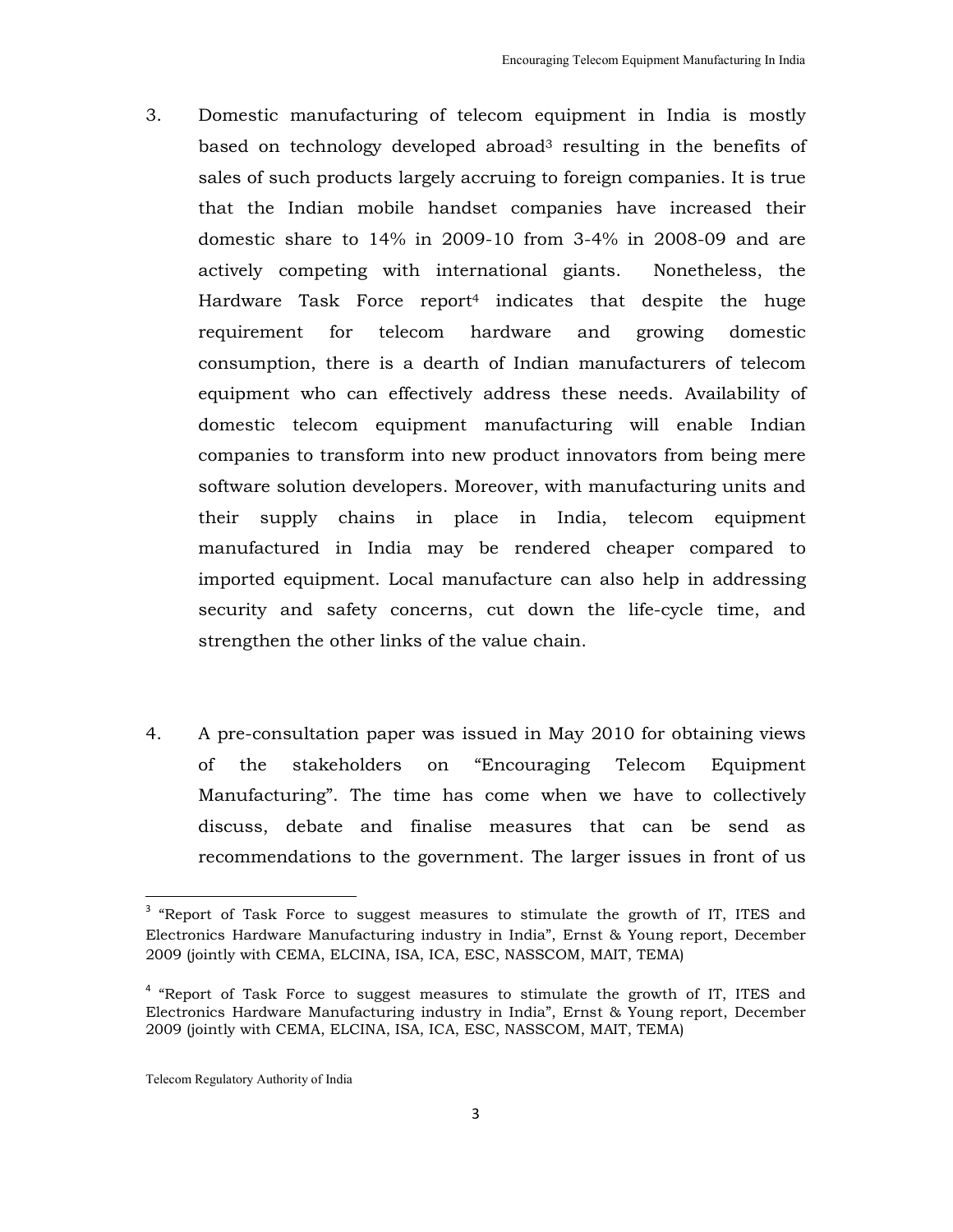3. Domestic manufacturing of telecom equipment in India is mostly based on technology developed abroad[3] resulting in the benefits of sales of such products largely accruing to foreign companies. It is true that the Indian mobile handset companies have increased their domestic share to 14% in 2009-10 from 3-4% in 2008-09 and are actively competing with international giants. Nonetheless, the Hardware Task Force report[4] indicates that despite the huge requirement for telecom hardware and growing domestic consumption, there is a dearth of Indian manufacturers of telecom equipment who can effectively address these needs. Availability of domestic telecom equipment manufacturing will enable Indian companies to transform into new product innovators from being mere software solution developers. Moreover, with manufacturing units and their supply chains in place in India, telecom equipment manufactured in India may be rendered cheaper compared to imported equipment. Local manufacture can also help in addressing security and safety concerns, cut down the life-cycle time, and strengthen the other links of the value chain.

4. A pre-consultation paper was issued in May 2010 for obtaining views of the stakeholders on "Encouraging Telecom Equipment Manufacturing". The time has come when we have to collectively discuss, debate and finalise measures that can be send as recommendations to the government. The larger issues in front of us

---

[3] "Report of Task Force to suggest measures to stimulate the growth of IT, ITES and Electronics Hardware Manufacturing industry in India", Ernst & Young report, December 2009 (jointly with CEMA, ELCINA, ISA, ICA, ESC, NASSCOM, MAIT, TEMA)

[4] "Report of Task Force to suggest measures to stimulate the growth of IT, ITES and Electronics Hardware Manufacturing industry in India", Ernst & Young report, December 2009 (jointly with CEMA, ELCINA, ISA, ICA, ESC, NASSCOM, MAIT, TEMA)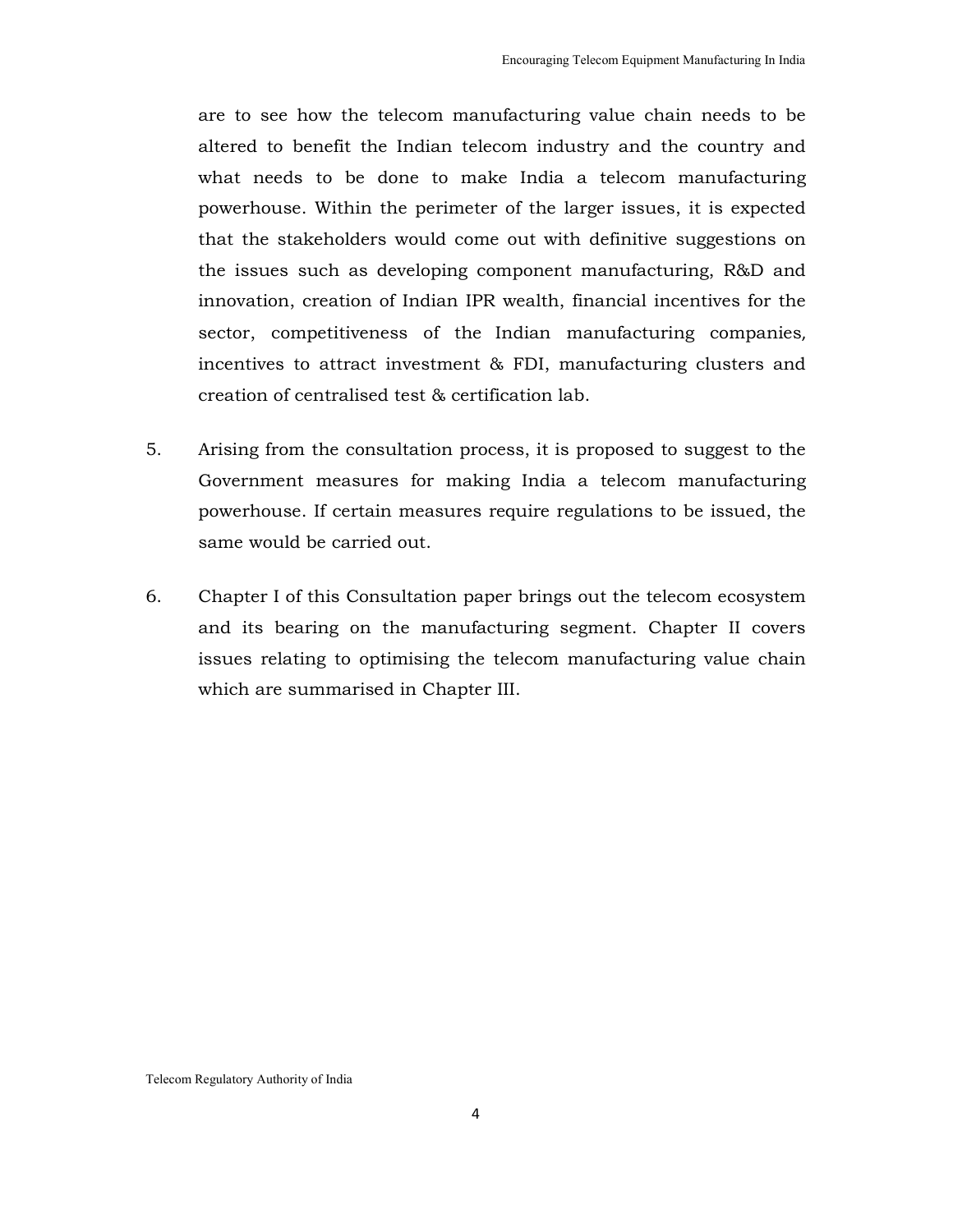are to see how the telecom manufacturing value chain needs to be altered to benefit the Indian telecom industry and the country and what needs to be done to make India a telecom manufacturing powerhouse. Within the perimeter of the larger issues, it is expected that the stakeholders would come out with definitive suggestions on the issues such as developing component manufacturing, R&D and innovation, creation of Indian IPR wealth, financial incentives for the sector, competitiveness of the Indian manufacturing companies, incentives to attract investment & FDI, manufacturing clusters and creation of centralised test & certification lab.

5. Arising from the consultation process, it is proposed to suggest to the Government measures for making India a telecom manufacturing powerhouse. If certain measures require regulations to be issued, the same would be carried out.

6. Chapter I of this Consultation paper brings out the telecom ecosystem and its bearing on the manufacturing segment. Chapter II covers issues relating to optimising the telecom manufacturing value chain which are summarised in Chapter III.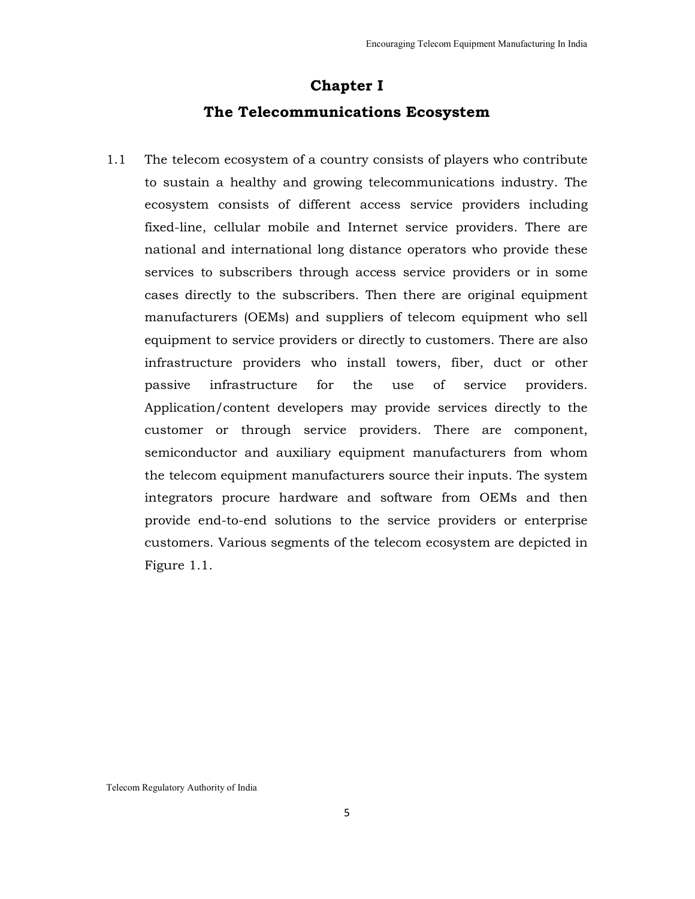# Chapter I

## The Telecommunications Ecosystem

1.1 The telecom ecosystem of a country consists of players who contribute to sustain a healthy and growing telecommunications industry. The ecosystem consists of different access service providers including fixed-line, cellular mobile and Internet service providers. There are national and international long distance operators who provide these services to subscribers through access service providers or in some cases directly to the subscribers. Then there are original equipment manufacturers (OEMs) and suppliers of telecom equipment who sell equipment to service providers or directly to customers. There are also infrastructure providers who install towers, fiber, duct or other passive infrastructure for the use of service providers. Application/content developers may provide services directly to the customer or through service providers. There are component, semiconductor and auxiliary equipment manufacturers from whom the telecom equipment manufacturers source their inputs. The system integrators procure hardware and software from OEMs and then provide end-to-end solutions to the service providers or enterprise customers. Various segments of the telecom ecosystem are depicted in Figure 1.1.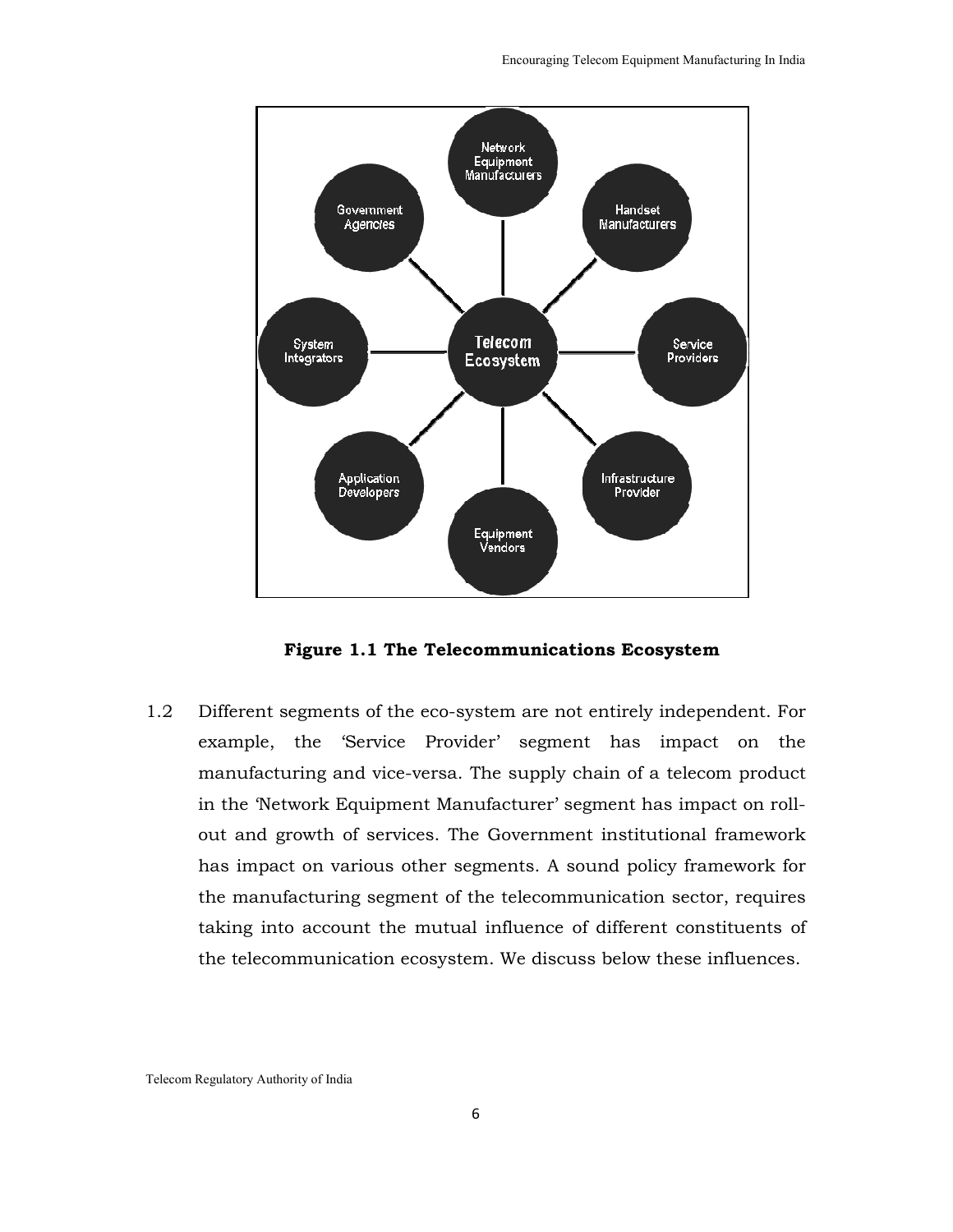**Figure 1.1 The Telecommunications Ecosystem**

1.2 Different segments of the eco-system are not entirely independent. For example, the 'Service Provider' segment has impact on the manufacturing and vice-versa. The supply chain of a telecom product in the 'Network Equipment Manufacturer' segment has impact on roll-out and growth of services. The Government institutional framework has impact on various other segments. A sound policy framework for the manufacturing segment of the telecommunication sector, requires taking into account the mutual influence of different constituents of the telecommunication ecosystem. We discuss below these influences.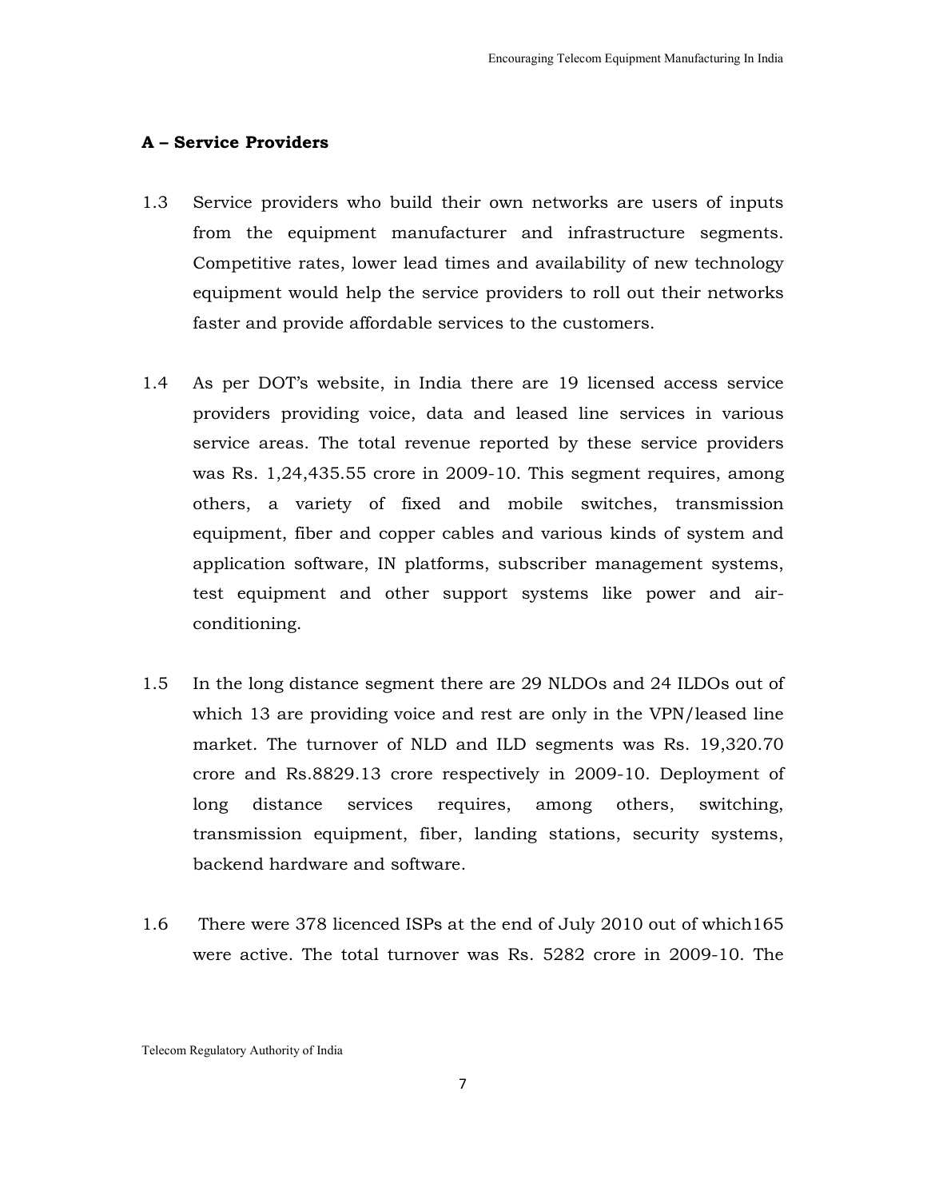### A – Service Providers

1.3 Service providers who build their own networks are users of inputs from the equipment manufacturer and infrastructure segments. Competitive rates, lower lead times and availability of new technology equipment would help the service providers to roll out their networks faster and provide affordable services to the customers.

1.4 As per DOT's website, in India there are 19 licensed access service providers providing voice, data and leased line services in various service areas. The total revenue reported by these service providers was Rs. 1,24,435.55 crore in 2009-10. This segment requires, among others, a variety of fixed and mobile switches, transmission equipment, fiber and copper cables and various kinds of system and application software, IN platforms, subscriber management systems, test equipment and other support systems like power and air-conditioning.

1.5 In the long distance segment there are 29 NLDOs and 24 ILDOs out of which 13 are providing voice and rest are only in the VPN/leased line market. The turnover of NLD and ILD segments was Rs. 19,320.70 crore and Rs.8829.13 crore respectively in 2009-10. Deployment of long distance services requires, among others, switching, transmission equipment, fiber, landing stations, security systems, backend hardware and software.

1.6 There were 378 licenced ISPs at the end of July 2010 out of which165 were active. The total turnover was Rs. 5282 crore in 2009-10. The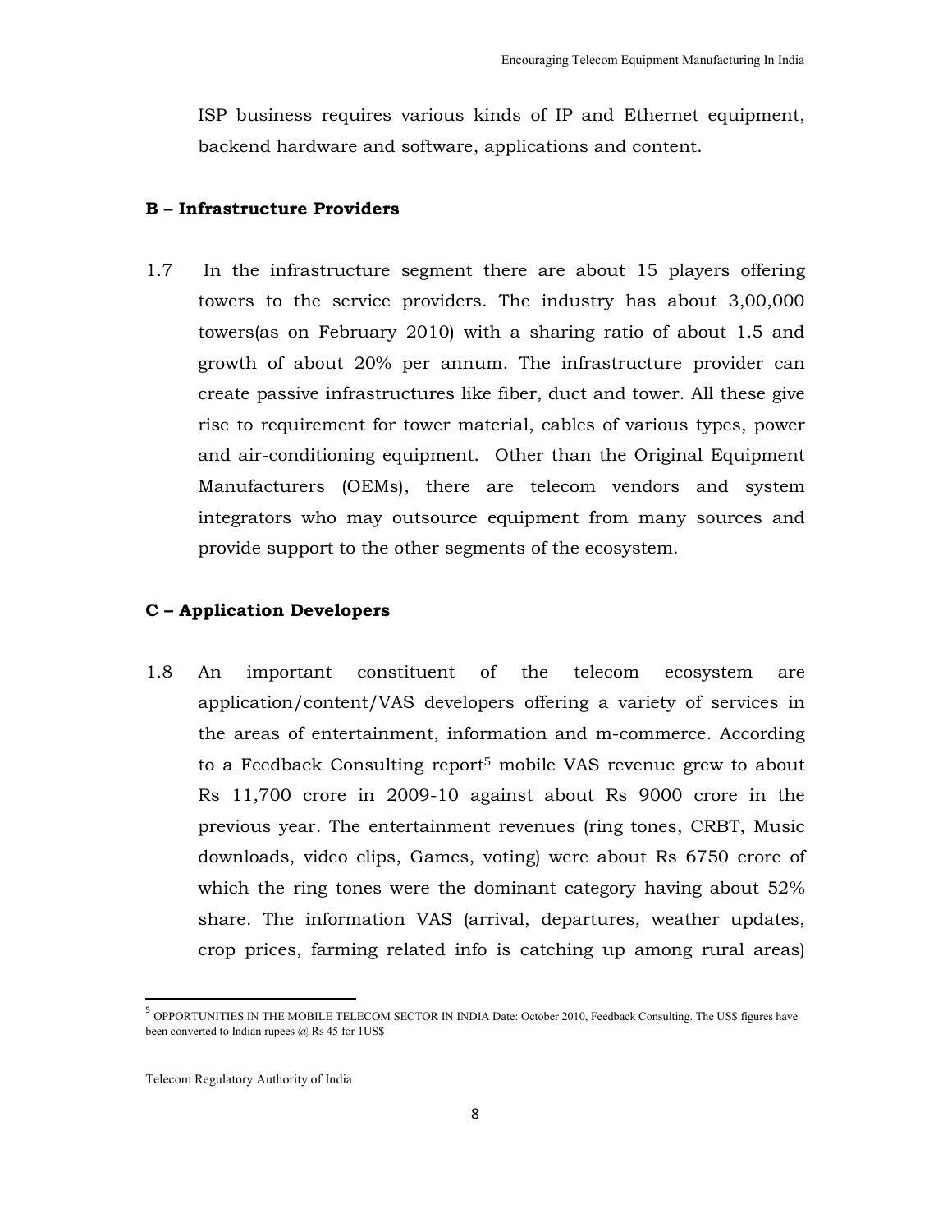ISP business requires various kinds of IP and Ethernet equipment, backend hardware and software, applications and content.

**B – Infrastructure Providers**

1.7 In the infrastructure segment there are about 15 players offering towers to the service providers. The industry has about 3,00,000 towers(as on February 2010) with a sharing ratio of about 1.5 and growth of about 20% per annum. The infrastructure provider can create passive infrastructures like fiber, duct and tower. All these give rise to requirement for tower material, cables of various types, power and air-conditioning equipment. Other than the Original Equipment Manufacturers (OEMs), there are telecom vendors and system integrators who may outsource equipment from many sources and provide support to the other segments of the ecosystem.

**C – Application Developers**

1.8 An important constituent of the telecom ecosystem are application/content/VAS developers offering a variety of services in the areas of entertainment, information and m-commerce. According to a Feedback Consulting report[5] mobile VAS revenue grew to about Rs 11,700 crore in 2009-10 against about Rs 9000 crore in the previous year. The entertainment revenues (ring tones, CRBT, Music downloads, video clips, Games, voting) were about Rs 6750 crore of which the ring tones were the dominant category having about 52% share. The information VAS (arrival, departures, weather updates, crop prices, farming related info is catching up among rural areas)

---

[5] OPPORTUNITIES IN THE MOBILE TELECOM SECTOR IN INDIA Date: October 2010, Feedback Consulting. The US$ figures have been converted to Indian rupees @ Rs 45 for 1US$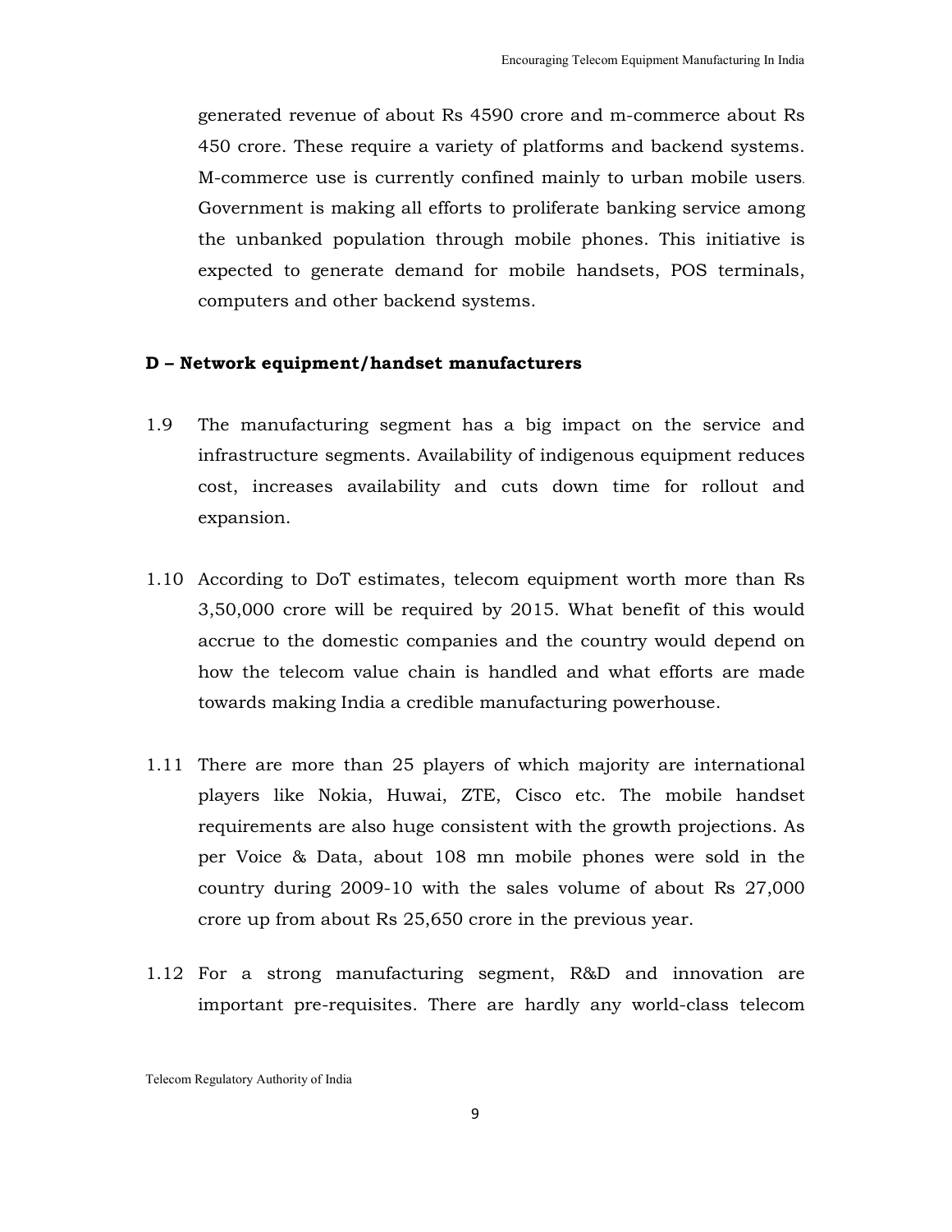generated revenue of about Rs 4590 crore and m-commerce about Rs 450 crore. These require a variety of platforms and backend systems. M-commerce use is currently confined mainly to urban mobile users. Government is making all efforts to proliferate banking service among the unbanked population through mobile phones. This initiative is expected to generate demand for mobile handsets, POS terminals, computers and other backend systems.

### D – Network equipment/handset manufacturers

1.9 The manufacturing segment has a big impact on the service and infrastructure segments. Availability of indigenous equipment reduces cost, increases availability and cuts down time for rollout and expansion.

1.10 According to DoT estimates, telecom equipment worth more than Rs 3,50,000 crore will be required by 2015. What benefit of this would accrue to the domestic companies and the country would depend on how the telecom value chain is handled and what efforts are made towards making India a credible manufacturing powerhouse.

1.11 There are more than 25 players of which majority are international players like Nokia, Huwai, ZTE, Cisco etc. The mobile handset requirements are also huge consistent with the growth projections. As per Voice & Data, about 108 mn mobile phones were sold in the country during 2009-10 with the sales volume of about Rs 27,000 crore up from about Rs 25,650 crore in the previous year.

1.12 For a strong manufacturing segment, R&D and innovation are important pre-requisites. There are hardly any world-class telecom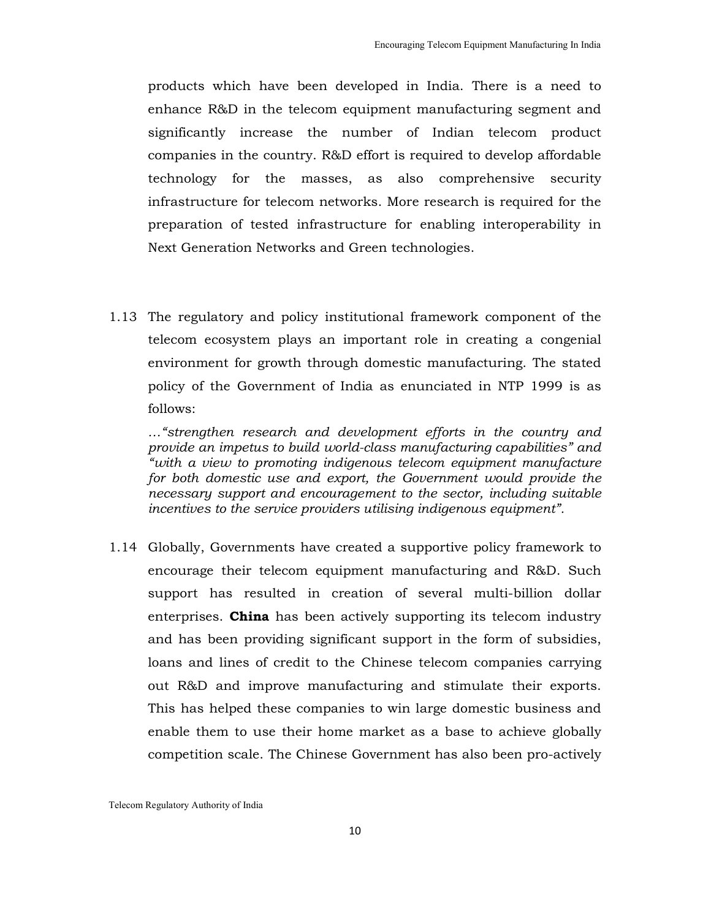products which have been developed in India. There is a need to enhance R&D in the telecom equipment manufacturing segment and significantly increase the number of Indian telecom product companies in the country. R&D effort is required to develop affordable technology for the masses, as also comprehensive security infrastructure for telecom networks. More research is required for the preparation of tested infrastructure for enabling interoperability in Next Generation Networks and Green technologies.

1.13 The regulatory and policy institutional framework component of the telecom ecosystem plays an important role in creating a congenial environment for growth through domestic manufacturing. The stated policy of the Government of India as enunciated in NTP 1999 is as follows:

*…"strengthen research and development efforts in the country and provide an impetus to build world-class manufacturing capabilities" and "with a view to promoting indigenous telecom equipment manufacture for both domestic use and export, the Government would provide the necessary support and encouragement to the sector, including suitable incentives to the service providers utilising indigenous equipment".*

1.14 Globally, Governments have created a supportive policy framework to encourage their telecom equipment manufacturing and R&D. Such support has resulted in creation of several multi-billion dollar enterprises. **China** has been actively supporting its telecom industry and has been providing significant support in the form of subsidies, loans and lines of credit to the Chinese telecom companies carrying out R&D and improve manufacturing and stimulate their exports. This has helped these companies to win large domestic business and enable them to use their home market as a base to achieve globally competition scale. The Chinese Government has also been pro-actively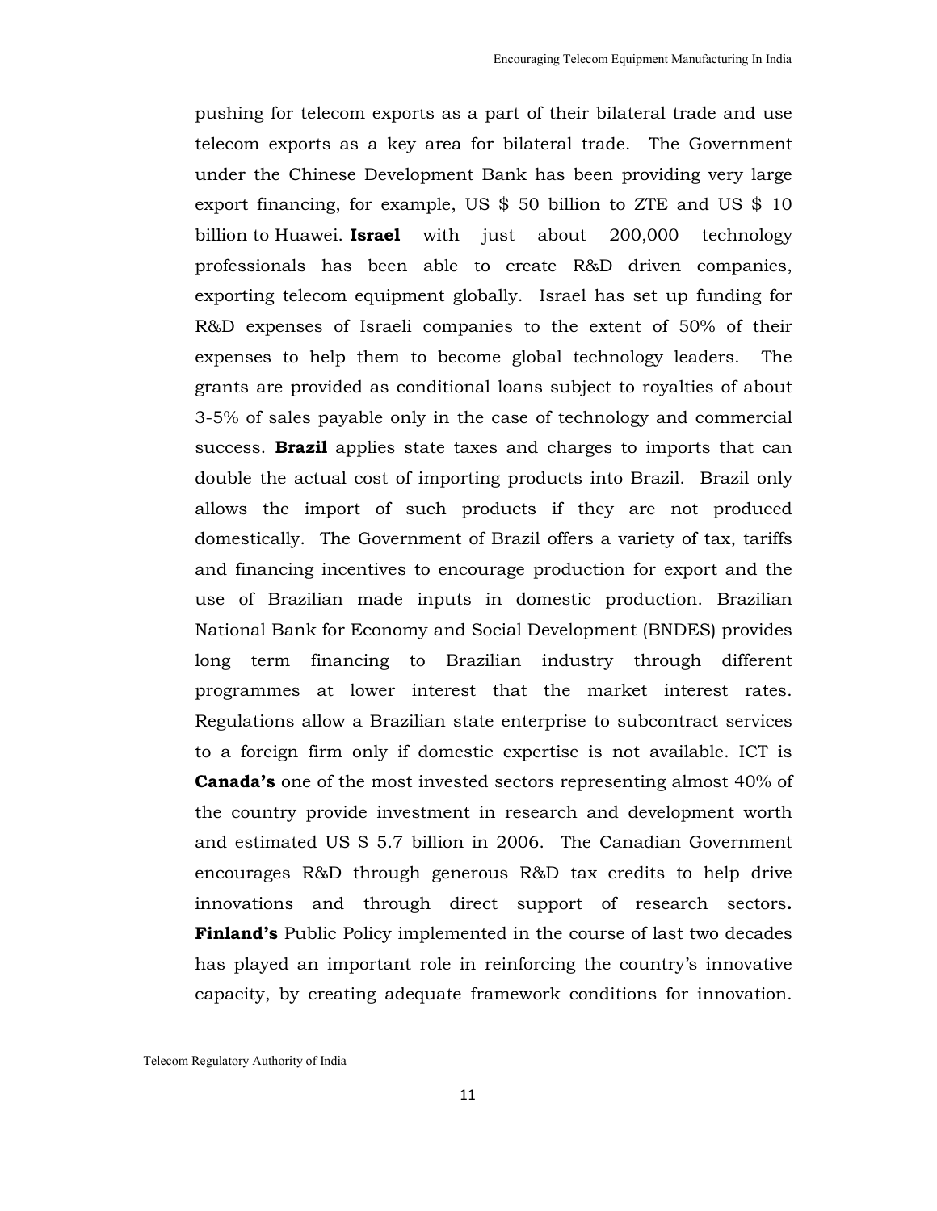pushing for telecom exports as a part of their bilateral trade and use telecom exports as a key area for bilateral trade. The Government under the Chinese Development Bank has been providing very large export financing, for example, US $ 50 billion to ZTE and US $ 10 billion to Huawei. **Israel** with just about 200,000 technology professionals has been able to create R&D driven companies, exporting telecom equipment globally. Israel has set up funding for R&D expenses of Israeli companies to the extent of 50% of their expenses to help them to become global technology leaders. The grants are provided as conditional loans subject to royalties of about 3-5% of sales payable only in the case of technology and commercial success. **Brazil** applies state taxes and charges to imports that can double the actual cost of importing products into Brazil. Brazil only allows the import of such products if they are not produced domestically. The Government of Brazil offers a variety of tax, tariffs and financing incentives to encourage production for export and the use of Brazilian made inputs in domestic production. Brazilian National Bank for Economy and Social Development (BNDES) provides long term financing to Brazilian industry through different programmes at lower interest that the market interest rates. Regulations allow a Brazilian state enterprise to subcontract services to a foreign firm only if domestic expertise is not available. ICT is **Canada's** one of the most invested sectors representing almost 40% of the country provide investment in research and development worth and estimated US $ 5.7 billion in 2006. The Canadian Government encourages R&D through generous R&D tax credits to help drive innovations and through direct support of research sectors**.** **Finland's** Public Policy implemented in the course of last two decades has played an important role in reinforcing the country's innovative capacity, by creating adequate framework conditions for innovation.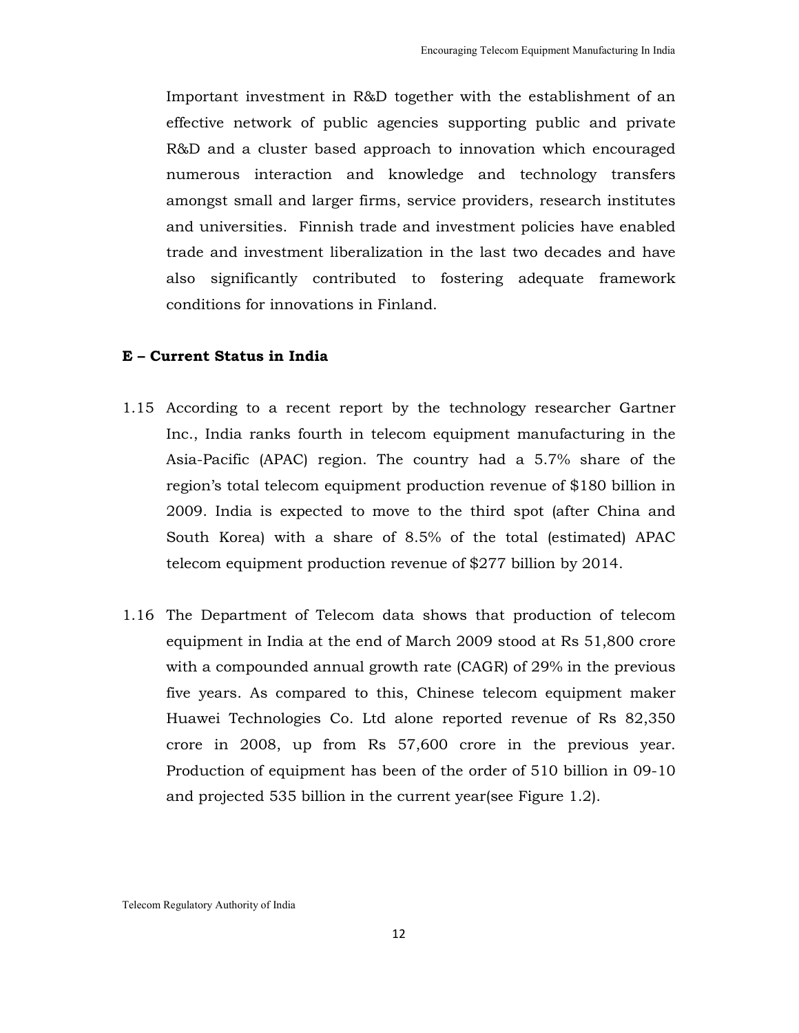Important investment in R&D together with the establishment of an effective network of public agencies supporting public and private R&D and a cluster based approach to innovation which encouraged numerous interaction and knowledge and technology transfers amongst small and larger firms, service providers, research institutes and universities. Finnish trade and investment policies have enabled trade and investment liberalization in the last two decades and have also significantly contributed to fostering adequate framework conditions for innovations in Finland.

### E – Current Status in India

1.15 According to a recent report by the technology researcher Gartner Inc., India ranks fourth in telecom equipment manufacturing in the Asia-Pacific (APAC) region. The country had a 5.7% share of the region's total telecom equipment production revenue of $180 billion in 2009. India is expected to move to the third spot (after China and South Korea) with a share of 8.5% of the total (estimated) APAC telecom equipment production revenue of $277 billion by 2014.

1.16 The Department of Telecom data shows that production of telecom equipment in India at the end of March 2009 stood at Rs 51,800 crore with a compounded annual growth rate (CAGR) of 29% in the previous five years. As compared to this, Chinese telecom equipment maker Huawei Technologies Co. Ltd alone reported revenue of Rs 82,350 crore in 2008, up from Rs 57,600 crore in the previous year. Production of equipment has been of the order of 510 billion in 09-10 and projected 535 billion in the current year(see Figure 1.2).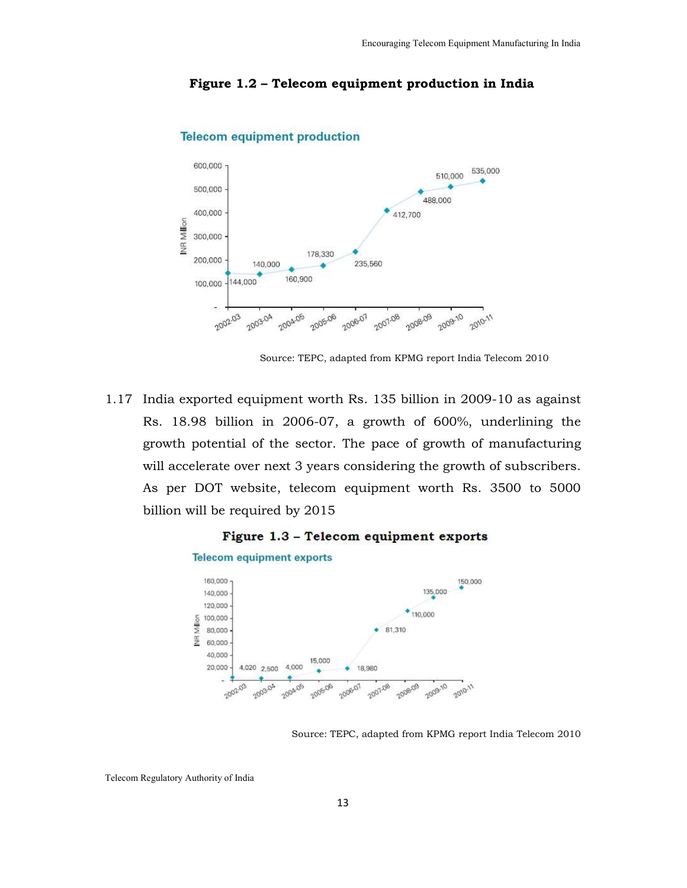**Figure 1.2 – Telecom equipment production in India**

Source: TEPC, adapted from KPMG report India Telecom 2010

1.17 India exported equipment worth Rs. 135 billion in 2009-10 as against Rs. 18.98 billion in 2006-07, a growth of 600%, underlining the growth potential of the sector. The pace of growth of manufacturing will accelerate over next 3 years considering the growth of subscribers. As per DOT website, telecom equipment worth Rs. 3500 to 5000 billion will be required by 2015

**Figure 1.3 – Telecom equipment exports**

Source: TEPC, adapted from KPMG report India Telecom 2010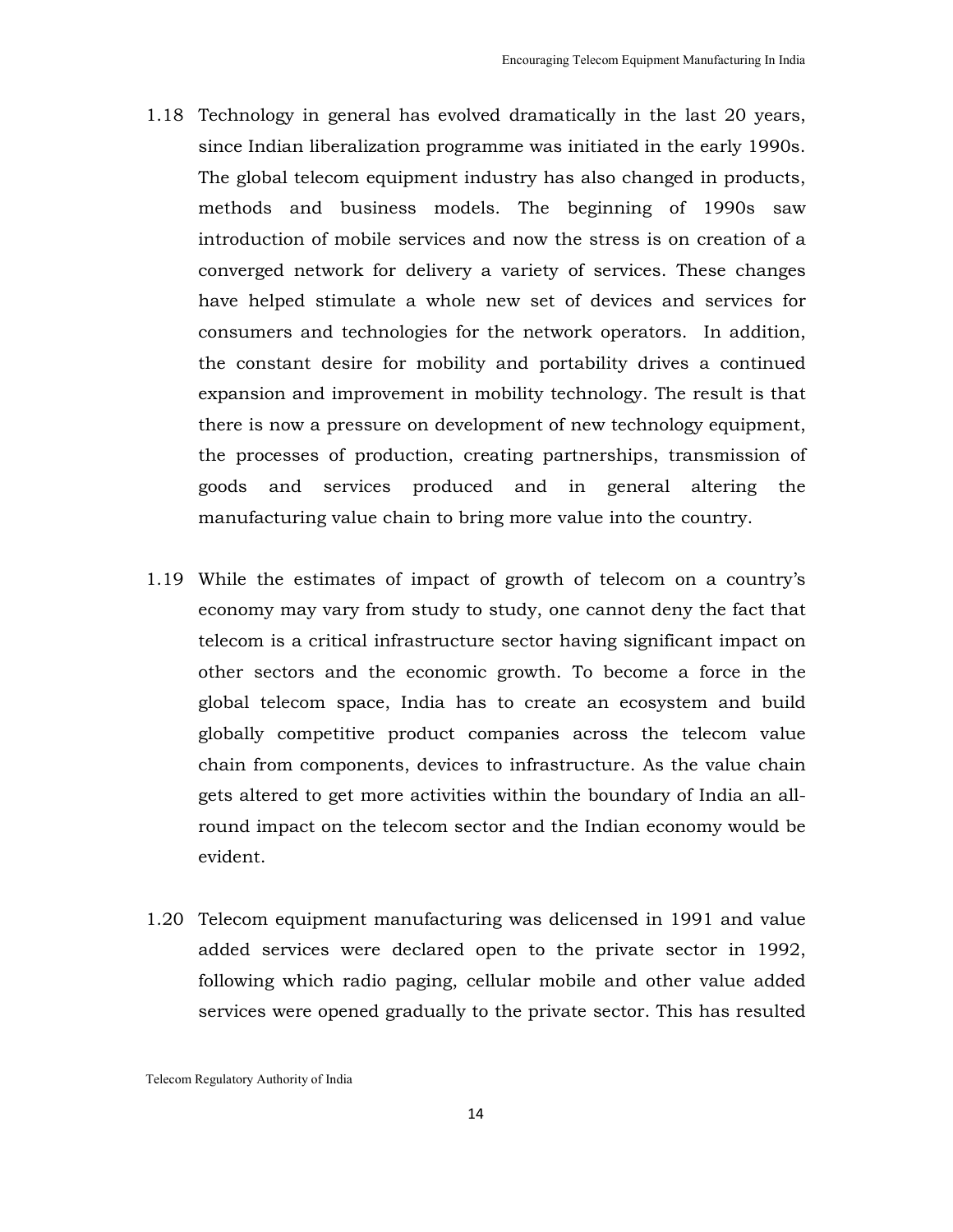1.18 Technology in general has evolved dramatically in the last 20 years, since Indian liberalization programme was initiated in the early 1990s. The global telecom equipment industry has also changed in products, methods and business models. The beginning of 1990s saw introduction of mobile services and now the stress is on creation of a converged network for delivery a variety of services. These changes have helped stimulate a whole new set of devices and services for consumers and technologies for the network operators. In addition, the constant desire for mobility and portability drives a continued expansion and improvement in mobility technology. The result is that there is now a pressure on development of new technology equipment, the processes of production, creating partnerships, transmission of goods and services produced and in general altering the manufacturing value chain to bring more value into the country.

1.19 While the estimates of impact of growth of telecom on a country's economy may vary from study to study, one cannot deny the fact that telecom is a critical infrastructure sector having significant impact on other sectors and the economic growth. To become a force in the global telecom space, India has to create an ecosystem and build globally competitive product companies across the telecom value chain from components, devices to infrastructure. As the value chain gets altered to get more activities within the boundary of India an all-round impact on the telecom sector and the Indian economy would be evident.

1.20 Telecom equipment manufacturing was delicensed in 1991 and value added services were declared open to the private sector in 1992, following which radio paging, cellular mobile and other value added services were opened gradually to the private sector. This has resulted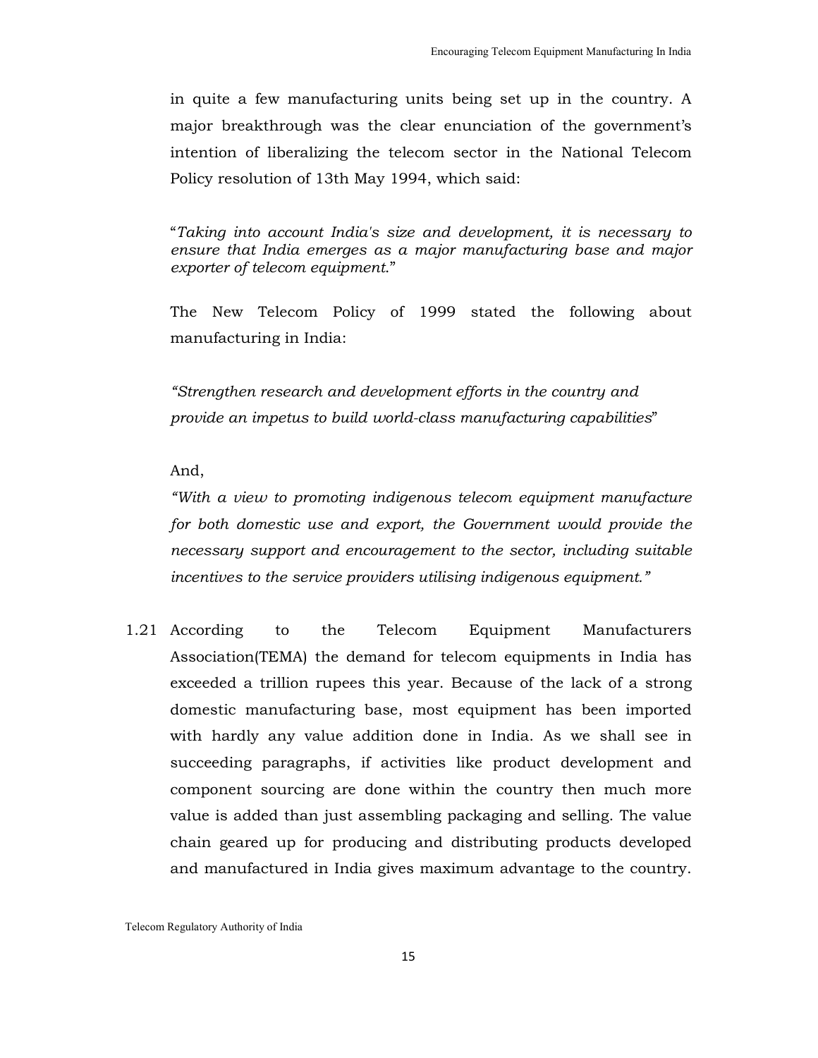in quite a few manufacturing units being set up in the country. A major breakthrough was the clear enunciation of the government's intention of liberalizing the telecom sector in the National Telecom Policy resolution of 13th May 1994, which said:

"*Taking into account India's size and development, it is necessary to ensure that India emerges as a major manufacturing base and major exporter of telecom equipment.*"

The New Telecom Policy of 1999 stated the following about manufacturing in India:

*"Strengthen research and development efforts in the country and provide an impetus to build world-class manufacturing capabilities*"

And,

*"With a view to promoting indigenous telecom equipment manufacture for both domestic use and export, the Government would provide the necessary support and encouragement to the sector, including suitable incentives to the service providers utilising indigenous equipment."*

1.21 According to the Telecom Equipment Manufacturers Association(TEMA) the demand for telecom equipments in India has exceeded a trillion rupees this year. Because of the lack of a strong domestic manufacturing base, most equipment has been imported with hardly any value addition done in India. As we shall see in succeeding paragraphs, if activities like product development and component sourcing are done within the country then much more value is added than just assembling packaging and selling. The value chain geared up for producing and distributing products developed and manufactured in India gives maximum advantage to the country.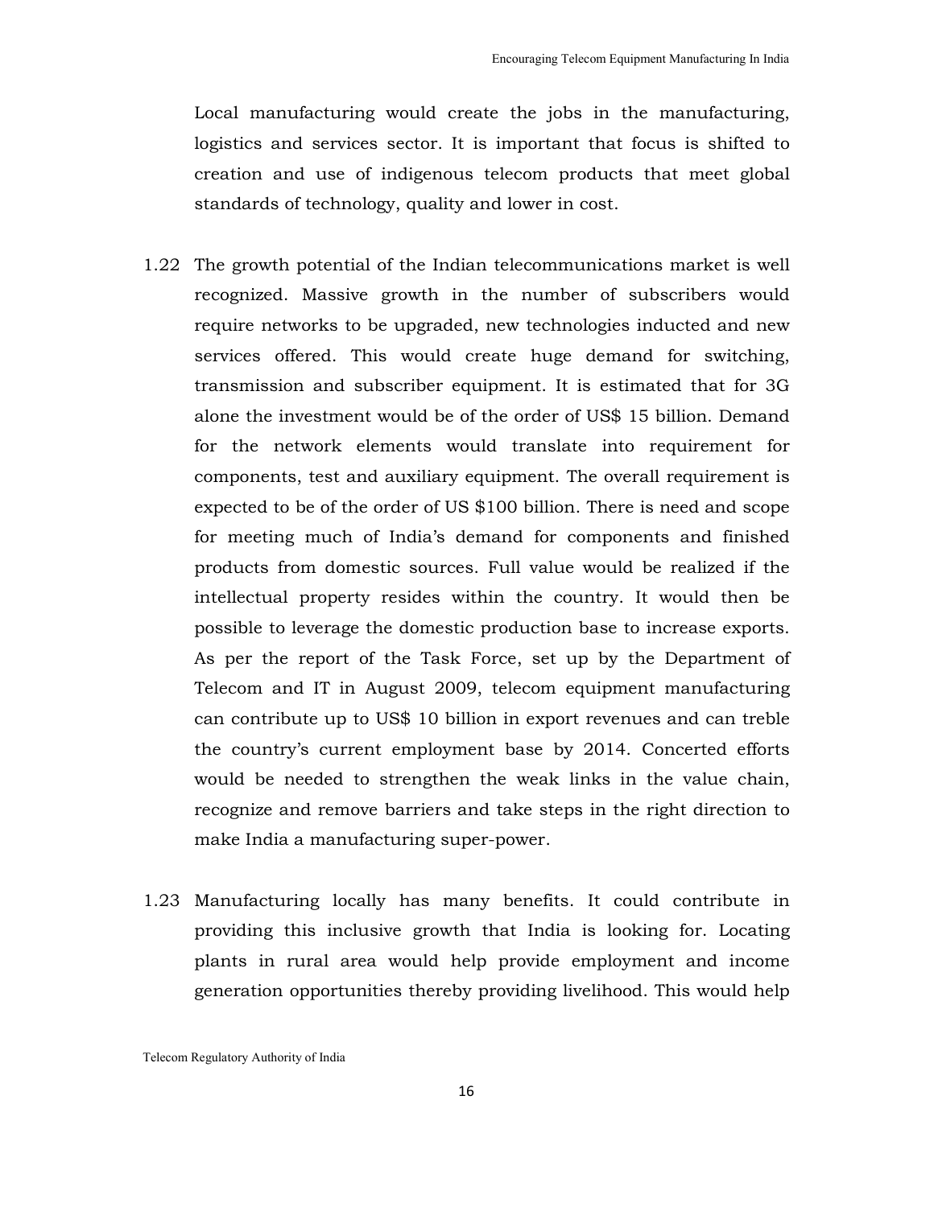Local manufacturing would create the jobs in the manufacturing, logistics and services sector. It is important that focus is shifted to creation and use of indigenous telecom products that meet global standards of technology, quality and lower in cost.

1.22 The growth potential of the Indian telecommunications market is well recognized. Massive growth in the number of subscribers would require networks to be upgraded, new technologies inducted and new services offered. This would create huge demand for switching, transmission and subscriber equipment. It is estimated that for 3G alone the investment would be of the order of US$ 15 billion. Demand for the network elements would translate into requirement for components, test and auxiliary equipment. The overall requirement is expected to be of the order of US $100 billion. There is need and scope for meeting much of India's demand for components and finished products from domestic sources. Full value would be realized if the intellectual property resides within the country. It would then be possible to leverage the domestic production base to increase exports. As per the report of the Task Force, set up by the Department of Telecom and IT in August 2009, telecom equipment manufacturing can contribute up to US$ 10 billion in export revenues and can treble the country's current employment base by 2014. Concerted efforts would be needed to strengthen the weak links in the value chain, recognize and remove barriers and take steps in the right direction to make India a manufacturing super-power.

1.23 Manufacturing locally has many benefits. It could contribute in providing this inclusive growth that India is looking for. Locating plants in rural area would help provide employment and income generation opportunities thereby providing livelihood. This would help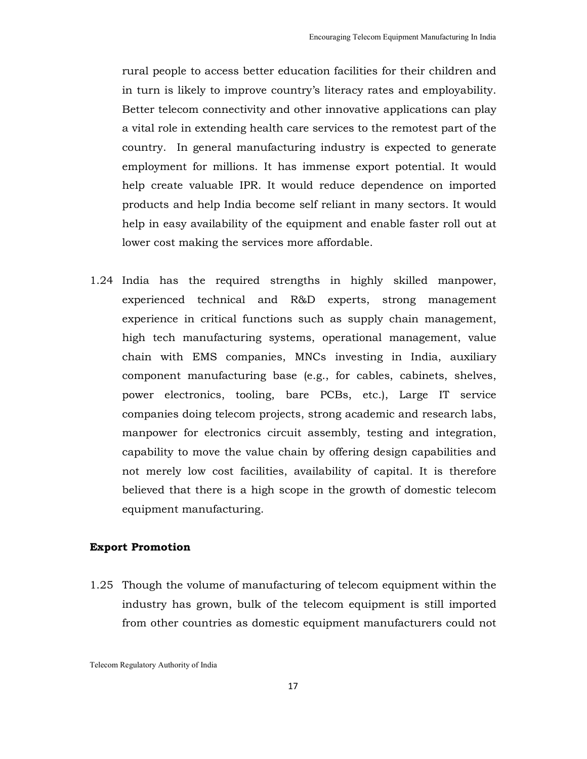rural people to access better education facilities for their children and in turn is likely to improve country's literacy rates and employability. Better telecom connectivity and other innovative applications can play a vital role in extending health care services to the remotest part of the country. In general manufacturing industry is expected to generate employment for millions. It has immense export potential. It would help create valuable IPR. It would reduce dependence on imported products and help India become self reliant in many sectors. It would help in easy availability of the equipment and enable faster roll out at lower cost making the services more affordable.

1.24 India has the required strengths in highly skilled manpower, experienced technical and R&D experts, strong management experience in critical functions such as supply chain management, high tech manufacturing systems, operational management, value chain with EMS companies, MNCs investing in India, auxiliary component manufacturing base (e.g., for cables, cabinets, shelves, power electronics, tooling, bare PCBs, etc.), Large IT service companies doing telecom projects, strong academic and research labs, manpower for electronics circuit assembly, testing and integration, capability to move the value chain by offering design capabilities and not merely low cost facilities, availability of capital. It is therefore believed that there is a high scope in the growth of domestic telecom equipment manufacturing.

**Export Promotion**

1.25 Though the volume of manufacturing of telecom equipment within the industry has grown, bulk of the telecom equipment is still imported from other countries as domestic equipment manufacturers could not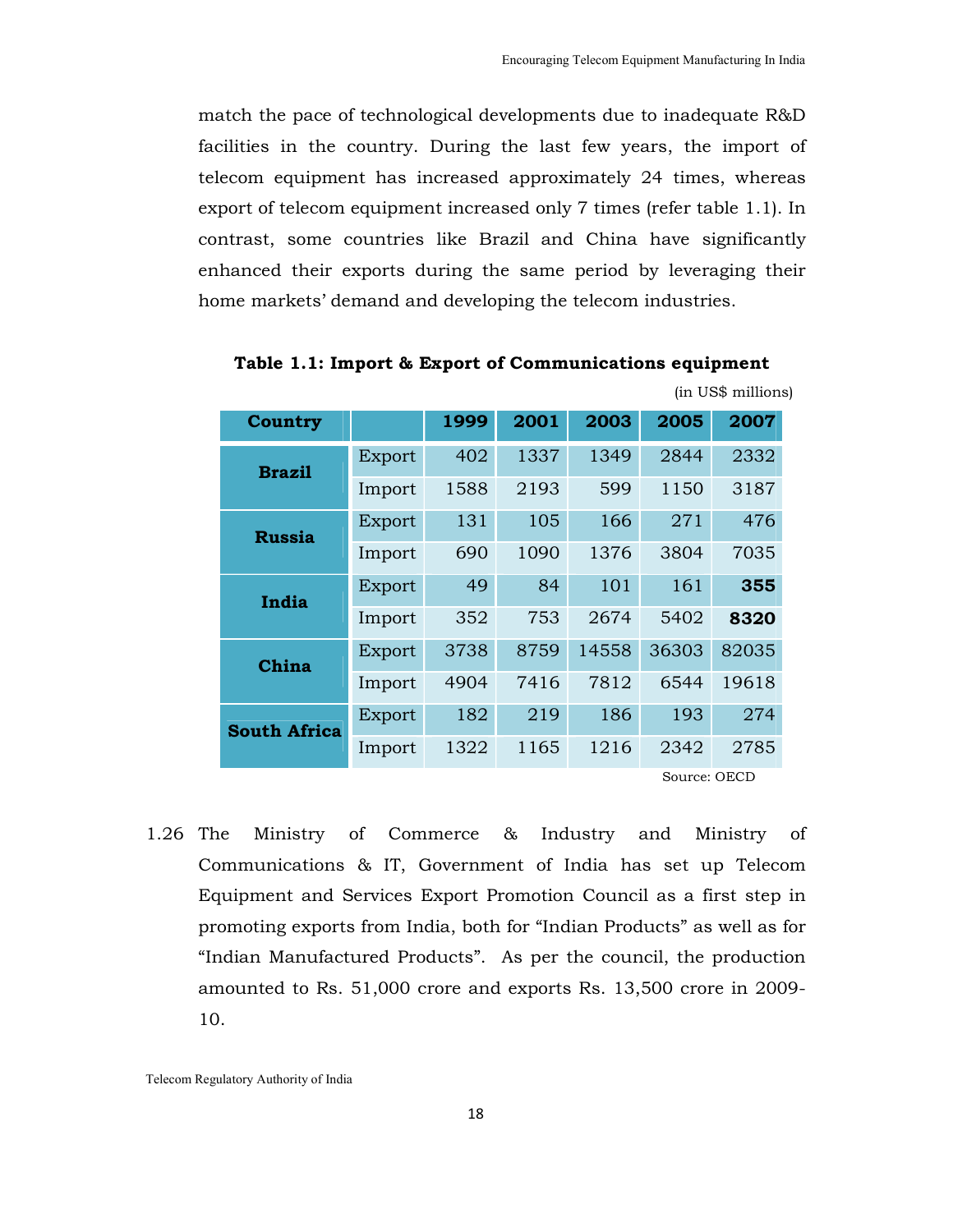match the pace of technological developments due to inadequate R&D facilities in the country. During the last few years, the import of telecom equipment has increased approximately 24 times, whereas export of telecom equipment increased only 7 times (refer table 1.1). In contrast, some countries like Brazil and China have significantly enhanced their exports during the same period by leveraging their home markets' demand and developing the telecom industries.

**Table 1.1: Import & Export of Communications equipment**

(in US$ millions)

| Country | | 1999 | 2001 | 2003 | 2005 | 2007 |
|---|---|---|---|---|---|---|
| **Brazil** | Export | 402 | 1337 | 1349 | 2844 | 2332 |
| | Import | 1588 | 2193 | 599 | 1150 | 3187 |
| **Russia** | Export | 131 | 105 | 166 | 271 | 476 |
| | Import | 690 | 1090 | 1376 | 3804 | 7035 |
| **India** | Export | 49 | 84 | 101 | 161 | **355** |
| | Import | 352 | 753 | 2674 | 5402 | **8320** |
| **China** | Export | 3738 | 8759 | 14558 | 36303 | 82035 |
| | Import | 4904 | 7416 | 7812 | 6544 | 19618 |
| **South Africa** | Export | 182 | 219 | 186 | 193 | 274 |
| | Import | 1322 | 1165 | 1216 | 2342 | 2785 |

Source: OECD

1.26 The Ministry of Commerce & Industry and Ministry of Communications & IT, Government of India has set up Telecom Equipment and Services Export Promotion Council as a first step in promoting exports from India, both for "Indian Products" as well as for "Indian Manufactured Products". As per the council, the production amounted to Rs. 51,000 crore and exports Rs. 13,500 crore in 2009-10.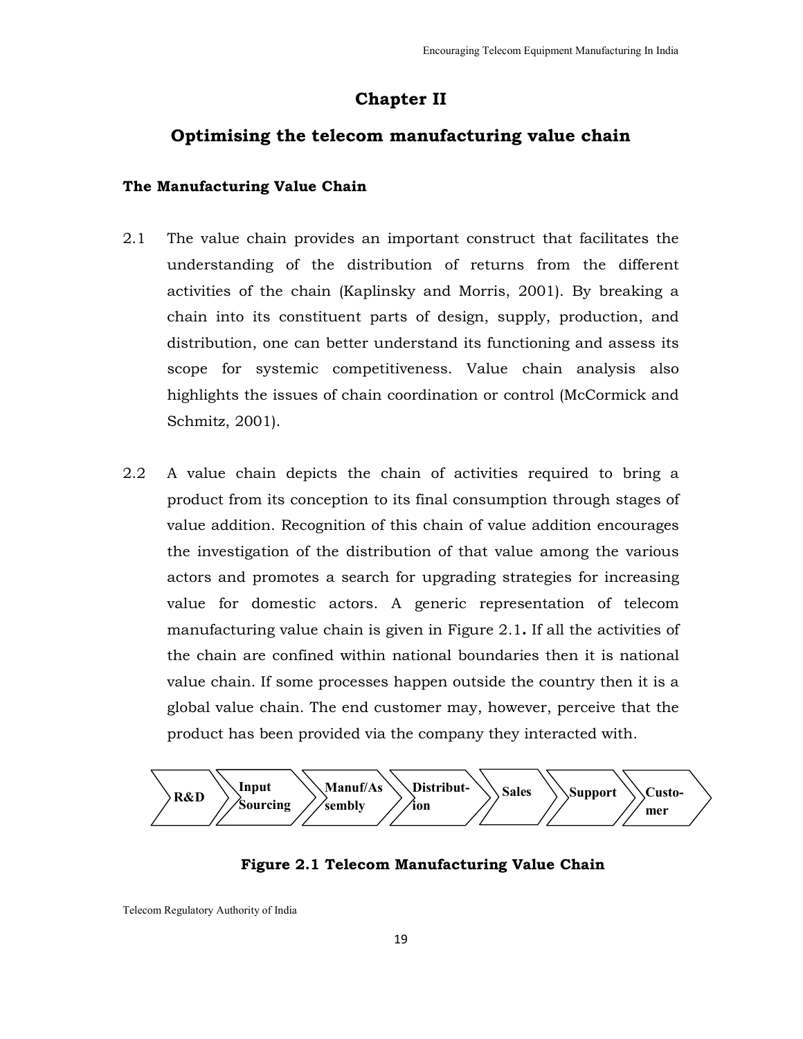# Chapter II

## Optimising the telecom manufacturing value chain

### The Manufacturing Value Chain

2.1 The value chain provides an important construct that facilitates the understanding of the distribution of returns from the different activities of the chain (Kaplinsky and Morris, 2001). By breaking a chain into its constituent parts of design, supply, production, and distribution, one can better understand its functioning and assess its scope for systemic competitiveness. Value chain analysis also highlights the issues of chain coordination or control (McCormick and Schmitz, 2001).

2.2 A value chain depicts the chain of activities required to bring a product from its conception to its final consumption through stages of value addition. Recognition of this chain of value addition encourages the investigation of the distribution of that value among the various actors and promotes a search for upgrading strategies for increasing value for domestic actors. A generic representation of telecom manufacturing value chain is given in Figure 2.1**.** If all the activities of the chain are confined within national boundaries then it is national value chain. If some processes happen outside the country then it is a global value chain. The end customer may, however, perceive that the product has been provided via the company they interacted with.

R&D → Input Sourcing → Manuf/Assembly → Distribution → Sales → Support → Customer

**Figure 2.1 Telecom Manufacturing Value Chain**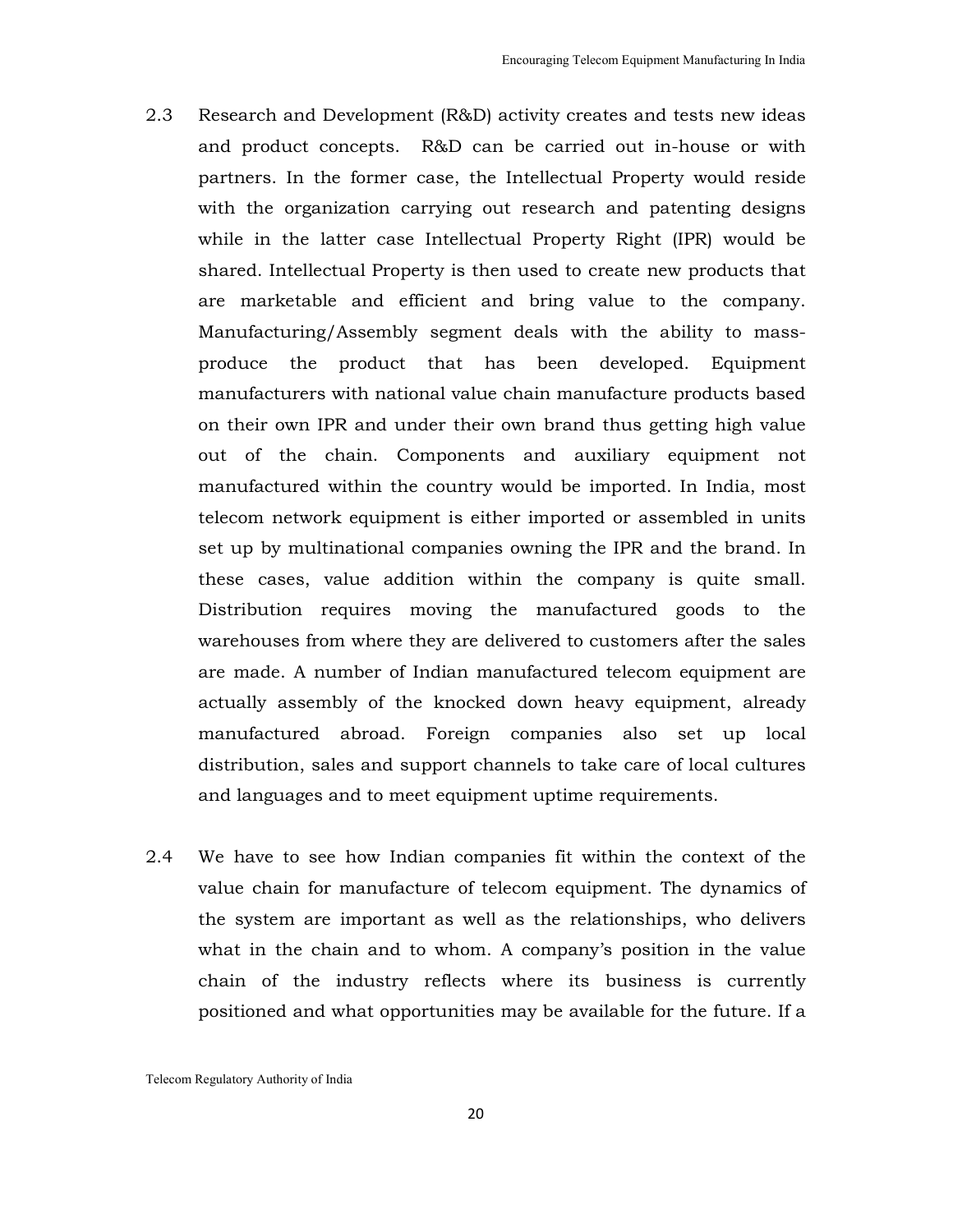2.3 Research and Development (R&D) activity creates and tests new ideas and product concepts. R&D can be carried out in-house or with partners. In the former case, the Intellectual Property would reside with the organization carrying out research and patenting designs while in the latter case Intellectual Property Right (IPR) would be shared. Intellectual Property is then used to create new products that are marketable and efficient and bring value to the company. Manufacturing/Assembly segment deals with the ability to mass-produce the product that has been developed. Equipment manufacturers with national value chain manufacture products based on their own IPR and under their own brand thus getting high value out of the chain. Components and auxiliary equipment not manufactured within the country would be imported. In India, most telecom network equipment is either imported or assembled in units set up by multinational companies owning the IPR and the brand. In these cases, value addition within the company is quite small. Distribution requires moving the manufactured goods to the warehouses from where they are delivered to customers after the sales are made. A number of Indian manufactured telecom equipment are actually assembly of the knocked down heavy equipment, already manufactured abroad. Foreign companies also set up local distribution, sales and support channels to take care of local cultures and languages and to meet equipment uptime requirements.

2.4 We have to see how Indian companies fit within the context of the value chain for manufacture of telecom equipment. The dynamics of the system are important as well as the relationships, who delivers what in the chain and to whom. A company's position in the value chain of the industry reflects where its business is currently positioned and what opportunities may be available for the future. If a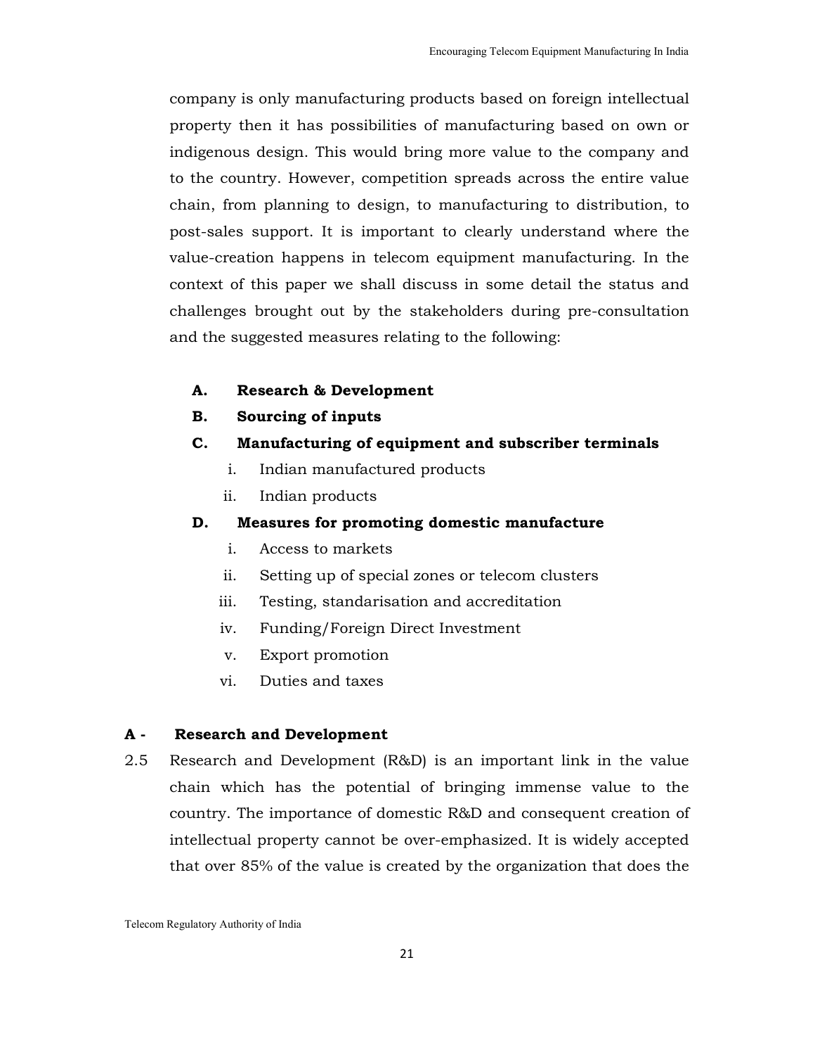company is only manufacturing products based on foreign intellectual property then it has possibilities of manufacturing based on own or indigenous design. This would bring more value to the company and to the country. However, competition spreads across the entire value chain, from planning to design, to manufacturing to distribution, to post-sales support. It is important to clearly understand where the value-creation happens in telecom equipment manufacturing. In the context of this paper we shall discuss in some detail the status and challenges brought out by the stakeholders during pre-consultation and the suggested measures relating to the following:

**A. Research & Development**

**B. Sourcing of inputs**

**C. Manufacturing of equipment and subscriber terminals**

i. Indian manufactured products

ii. Indian products

**D. Measures for promoting domestic manufacture**

i. Access to markets

ii. Setting up of special zones or telecom clusters

iii. Testing, standarisation and accreditation

iv. Funding/Foreign Direct Investment

v. Export promotion

vi. Duties and taxes

### A - Research and Development

2.5 Research and Development (R&D) is an important link in the value chain which has the potential of bringing immense value to the country. The importance of domestic R&D and consequent creation of intellectual property cannot be over-emphasized. It is widely accepted that over 85% of the value is created by the organization that does the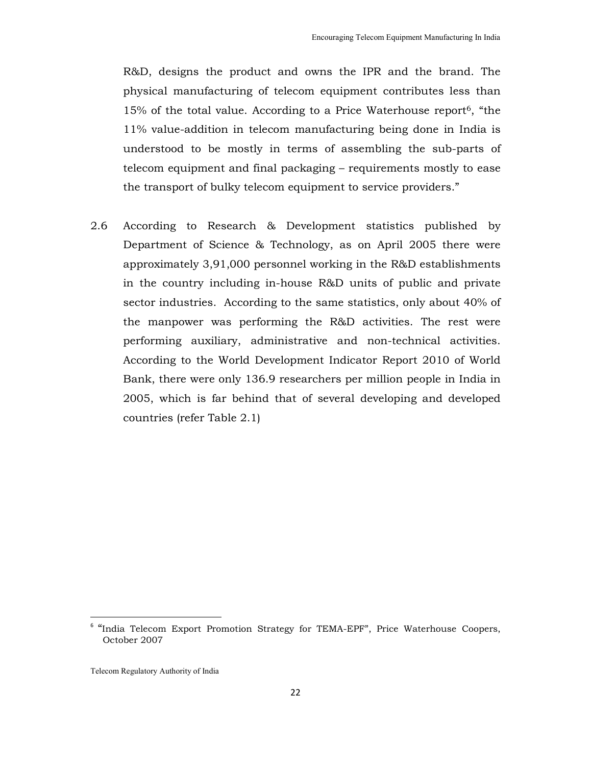R&D, designs the product and owns the IPR and the brand. The physical manufacturing of telecom equipment contributes less than 15% of the total value. According to a Price Waterhouse report[6], "the 11% value-addition in telecom manufacturing being done in India is understood to be mostly in terms of assembling the sub-parts of telecom equipment and final packaging – requirements mostly to ease the transport of bulky telecom equipment to service providers."

2.6 According to Research & Development statistics published by Department of Science & Technology, as on April 2005 there were approximately 3,91,000 personnel working in the R&D establishments in the country including in-house R&D units of public and private sector industries. According to the same statistics, only about 40% of the manpower was performing the R&D activities. The rest were performing auxiliary, administrative and non-technical activities. According to the World Development Indicator Report 2010 of World Bank, there were only 136.9 researchers per million people in India in 2005, which is far behind that of several developing and developed countries (refer Table 2.1)

[6] "India Telecom Export Promotion Strategy for TEMA-EPF", Price Waterhouse Coopers, October 2007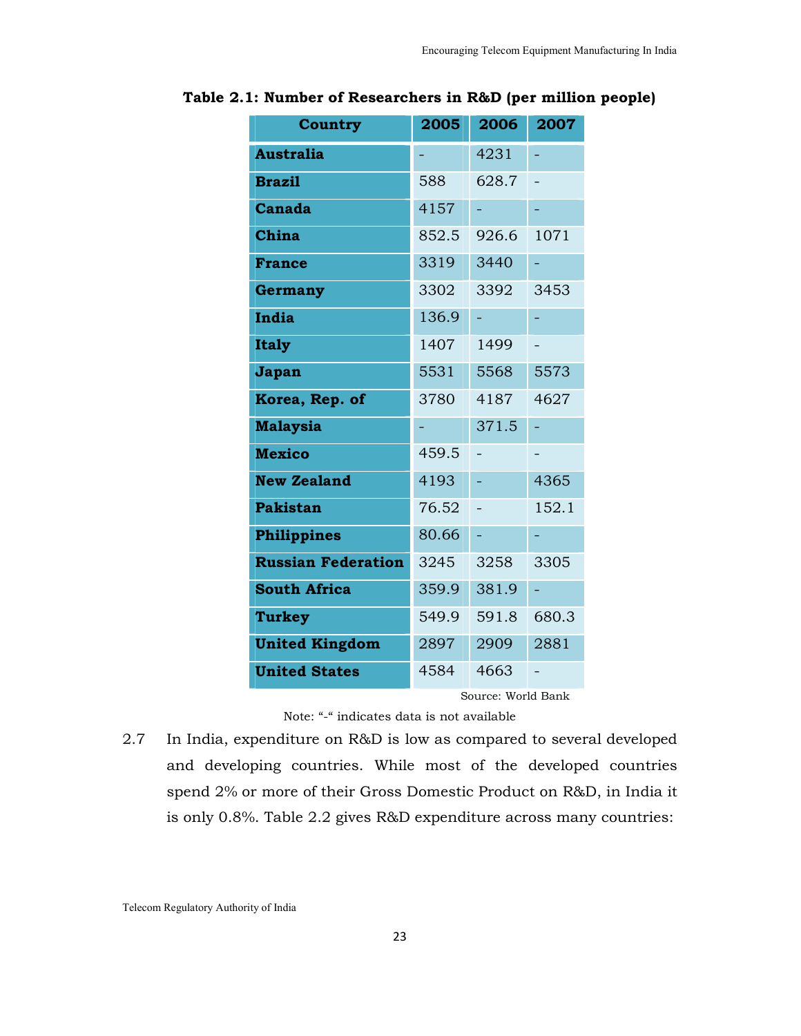**Table 2.1: Number of Researchers in R&D (per million people)**

| Country | 2005 | 2006 | 2007 |
|---|---|---|---|
| Australia | - | 4231 | - |
| Brazil | 588 | 628.7 | - |
| Canada | 4157 | - | - |
| China | 852.5 | 926.6 | 1071 |
| France | 3319 | 3440 | - |
| Germany | 3302 | 3392 | 3453 |
| India | 136.9 | - | - |
| Italy | 1407 | 1499 | - |
| Japan | 5531 | 5568 | 5573 |
| Korea, Rep. of | 3780 | 4187 | 4627 |
| Malaysia | - | 371.5 | - |
| Mexico | 459.5 | - | - |
| New Zealand | 4193 | - | 4365 |
| Pakistan | 76.52 | - | 152.1 |
| Philippines | 80.66 | - | - |
| Russian Federation | 3245 | 3258 | 3305 |
| South Africa | 359.9 | 381.9 | - |
| Turkey | 549.9 | 591.8 | 680.3 |
| United Kingdom | 2897 | 2909 | 2881 |
| United States | 4584 | 4663 | - |

Source: World Bank

Note: "-" indicates data is not available

2.7 In India, expenditure on R&D is low as compared to several developed and developing countries. While most of the developed countries spend 2% or more of their Gross Domestic Product on R&D, in India it is only 0.8%. Table 2.2 gives R&D expenditure across many countries: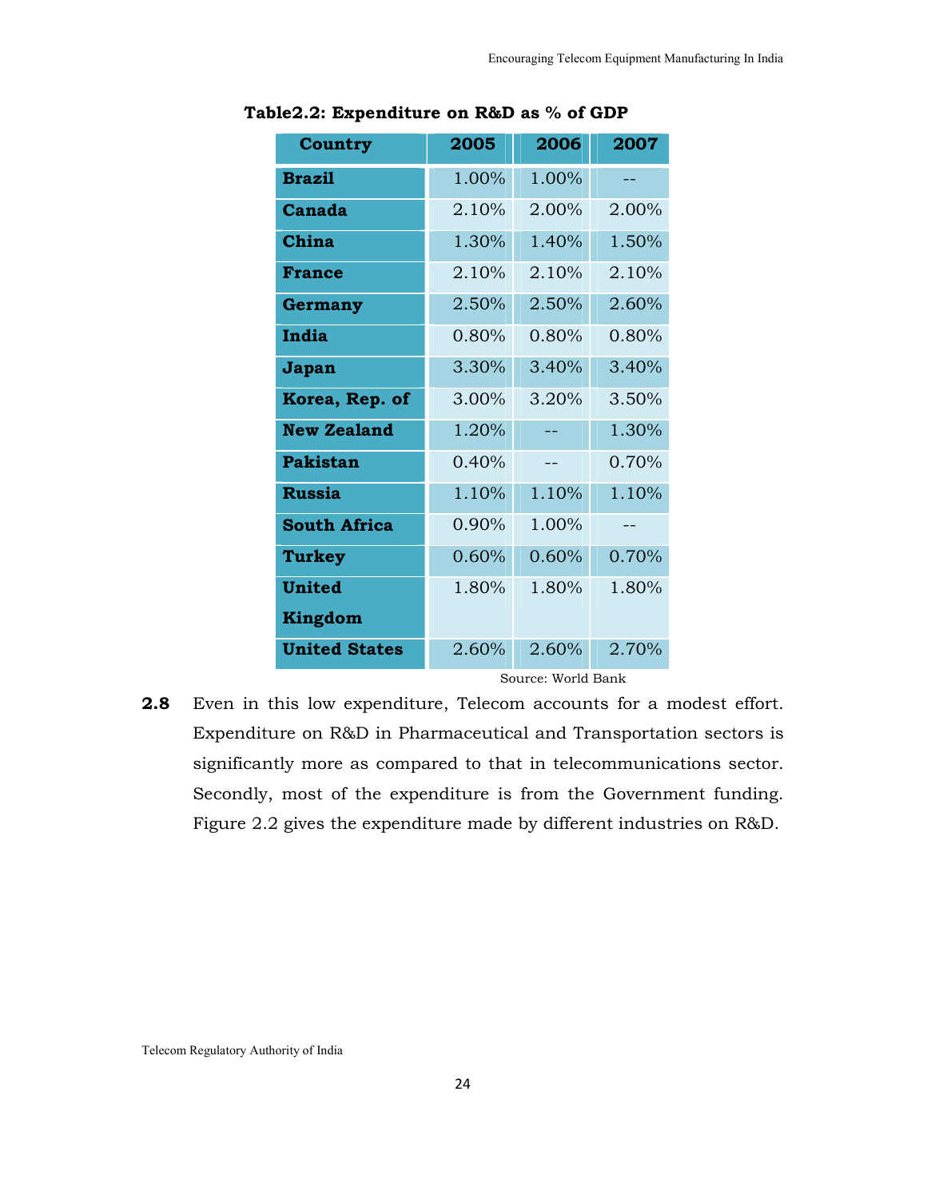**Table2.2: Expenditure on R&D as % of GDP**

| Country | 2005 | 2006 | 2007 |
|---|---|---|---|
| **Brazil** | 1.00% | 1.00% | -- |
| **Canada** | 2.10% | 2.00% | 2.00% |
| **China** | 1.30% | 1.40% | 1.50% |
| **France** | 2.10% | 2.10% | 2.10% |
| **Germany** | 2.50% | 2.50% | 2.60% |
| **India** | 0.80% | 0.80% | 0.80% |
| **Japan** | 3.30% | 3.40% | 3.40% |
| **Korea, Rep. of** | 3.00% | 3.20% | 3.50% |
| **New Zealand** | 1.20% | -- | 1.30% |
| **Pakistan** | 0.40% | -- | 0.70% |
| **Russia** | 1.10% | 1.10% | 1.10% |
| **South Africa** | 0.90% | 1.00% | -- |
| **Turkey** | 0.60% | 0.60% | 0.70% |
| **United Kingdom** | 1.80% | 1.80% | 1.80% |
| **United States** | 2.60% | 2.60% | 2.70% |

Source: World Bank

**2.8** Even in this low expenditure, Telecom accounts for a modest effort. Expenditure on R&D in Pharmaceutical and Transportation sectors is significantly more as compared to that in telecommunications sector. Secondly, most of the expenditure is from the Government funding. Figure 2.2 gives the expenditure made by different industries on R&D.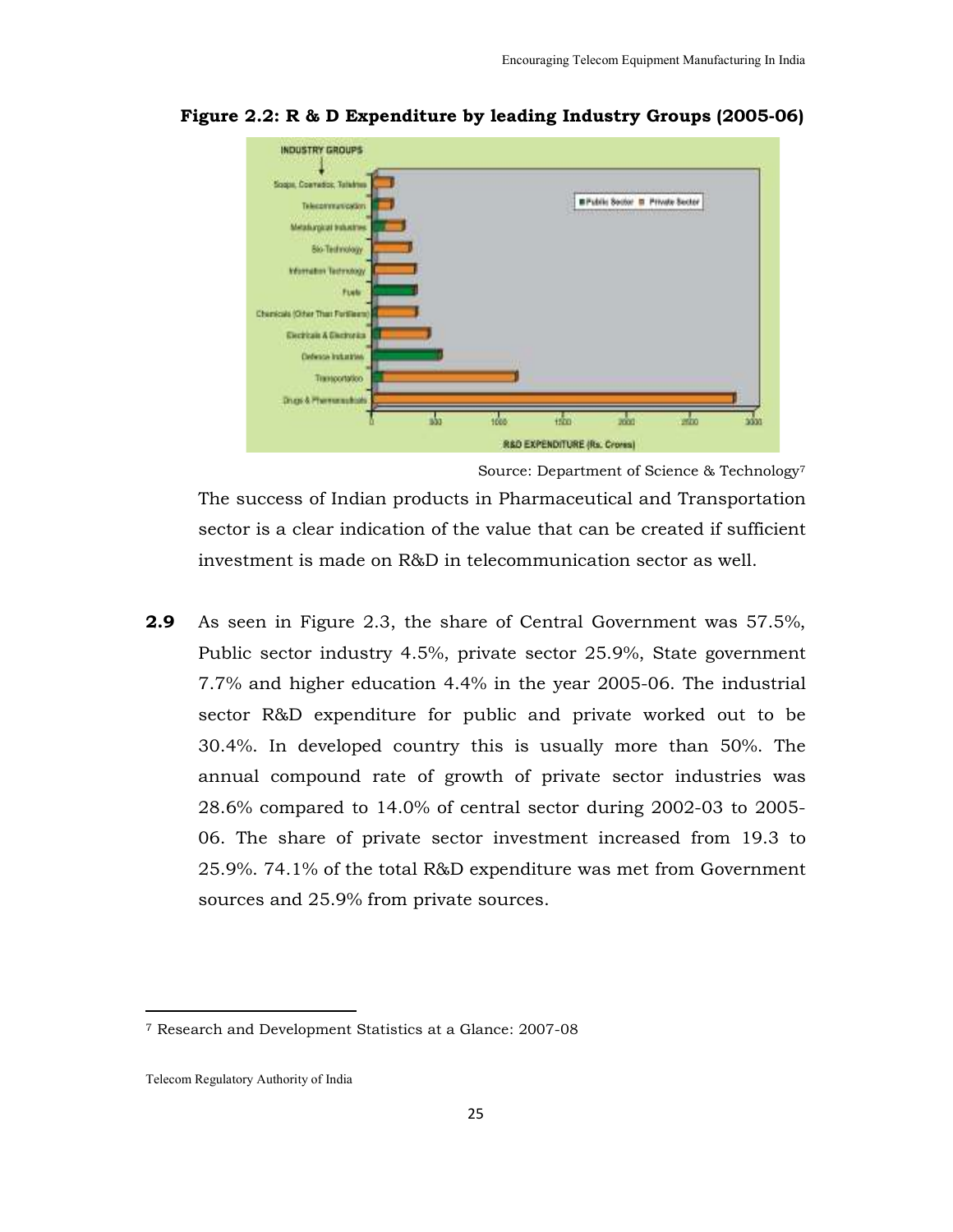**Figure 2.2: R & D Expenditure by leading Industry Groups (2005-06)**

Source: Department of Science & Technology[7]

The success of Indian products in Pharmaceutical and Transportation sector is a clear indication of the value that can be created if sufficient investment is made on R&D in telecommunication sector as well.

**2.9** As seen in Figure 2.3, the share of Central Government was 57.5%, Public sector industry 4.5%, private sector 25.9%, State government 7.7% and higher education 4.4% in the year 2005-06. The industrial sector R&D expenditure for public and private worked out to be 30.4%. In developed country this is usually more than 50%. The annual compound rate of growth of private sector industries was 28.6% compared to 14.0% of central sector during 2002-03 to 2005-06. The share of private sector investment increased from 19.3 to 25.9%. 74.1% of the total R&D expenditure was met from Government sources and 25.9% from private sources.

---

[7] Research and Development Statistics at a Glance: 2007-08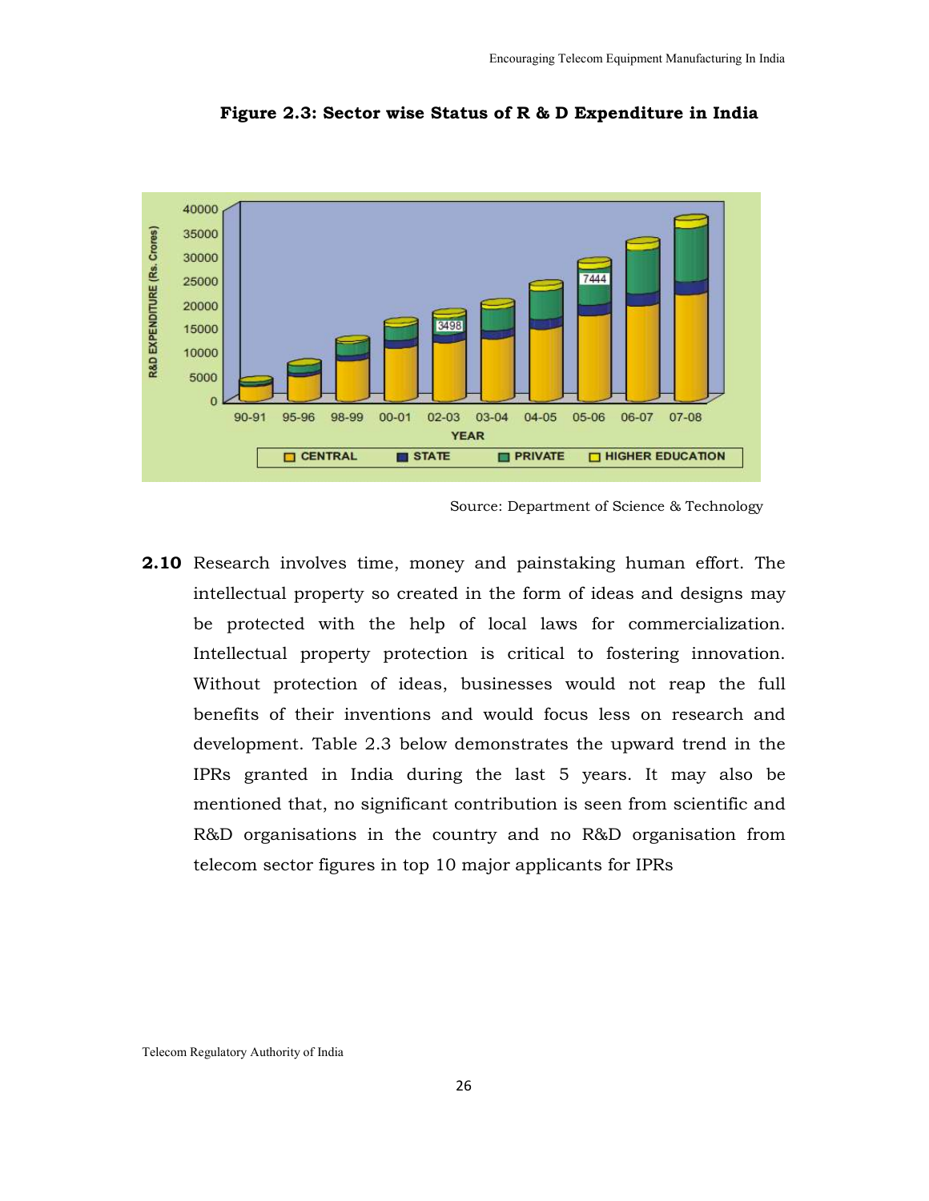**Figure 2.3: Sector wise Status of R & D Expenditure in India**

Source: Department of Science & Technology

**2.10** Research involves time, money and painstaking human effort. The intellectual property so created in the form of ideas and designs may be protected with the help of local laws for commercialization. Intellectual property protection is critical to fostering innovation. Without protection of ideas, businesses would not reap the full benefits of their inventions and would focus less on research and development. Table 2.3 below demonstrates the upward trend in the IPRs granted in India during the last 5 years. It may also be mentioned that, no significant contribution is seen from scientific and R&D organisations in the country and no R&D organisation from telecom sector figures in top 10 major applicants for IPRs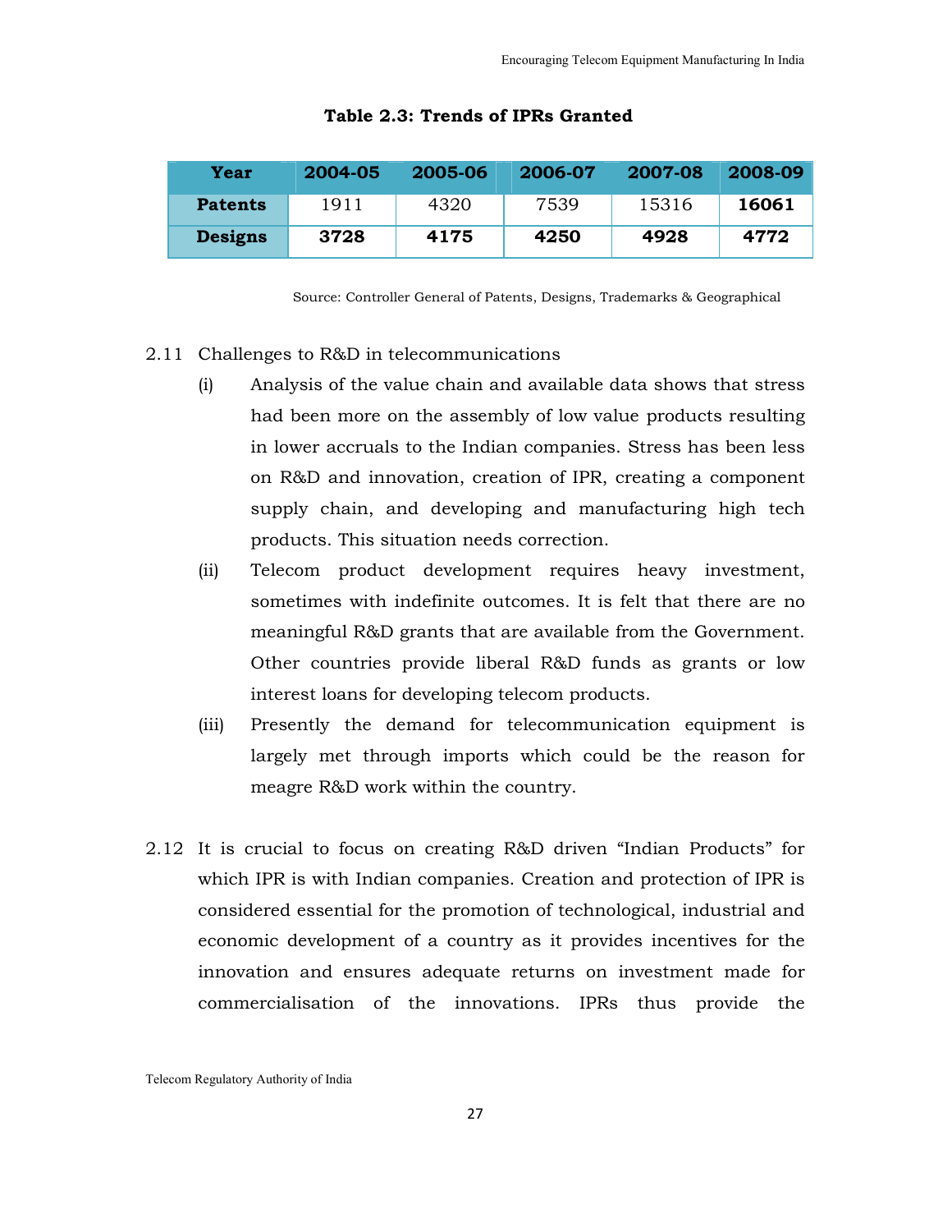**Table 2.3: Trends of IPRs Granted**

| Year | 2004-05 | 2005-06 | 2006-07 | 2007-08 | 2008-09 |
|---|---|---|---|---|---|
| **Patents** | 1911 | 4320 | 7539 | 15316 | **16061** |
| **Designs** | **3728** | **4175** | **4250** | **4928** | **4772** |

Source: Controller General of Patents, Designs, Trademarks & Geographical

2.11 Challenges to R&D in telecommunications

(i) Analysis of the value chain and available data shows that stress had been more on the assembly of low value products resulting in lower accruals to the Indian companies. Stress has been less on R&D and innovation, creation of IPR, creating a component supply chain, and developing and manufacturing high tech products. This situation needs correction.

(ii) Telecom product development requires heavy investment, sometimes with indefinite outcomes. It is felt that there are no meaningful R&D grants that are available from the Government. Other countries provide liberal R&D funds as grants or low interest loans for developing telecom products.

(iii) Presently the demand for telecommunication equipment is largely met through imports which could be the reason for meagre R&D work within the country.

2.12 It is crucial to focus on creating R&D driven "Indian Products" for which IPR is with Indian companies. Creation and protection of IPR is considered essential for the promotion of technological, industrial and economic development of a country as it provides incentives for the innovation and ensures adequate returns on investment made for commercialisation of the innovations. IPRs thus provide the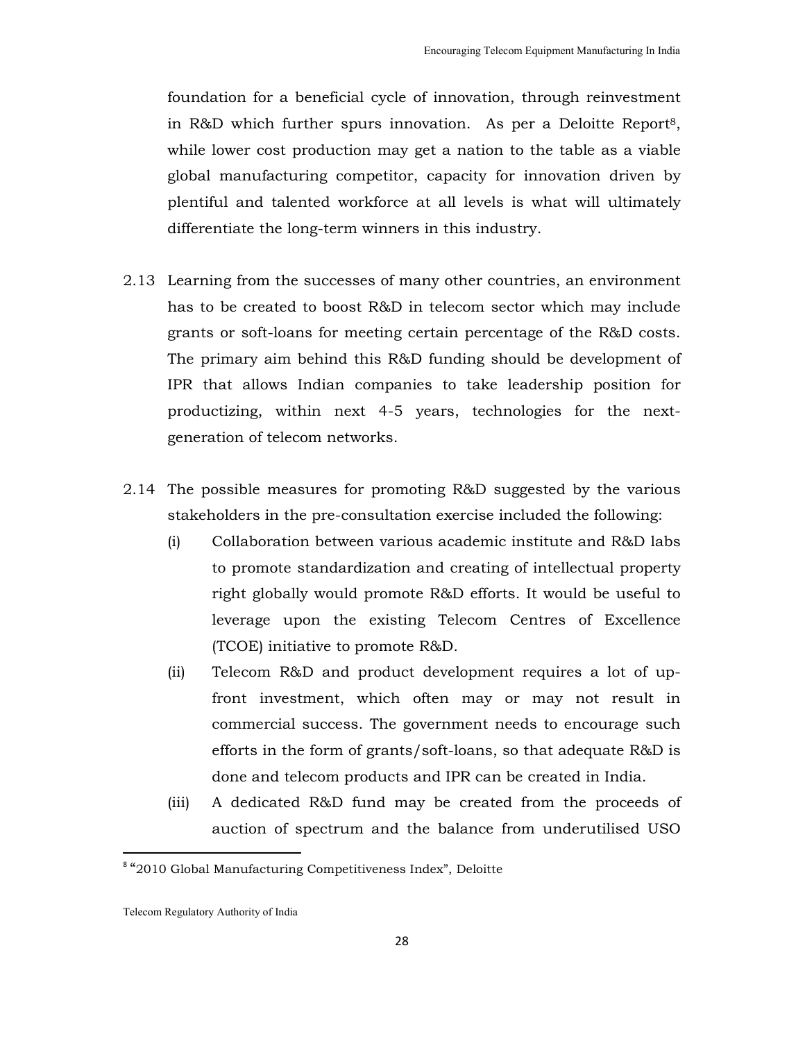foundation for a beneficial cycle of innovation, through reinvestment in R&D which further spurs innovation. As per a Deloitte Report[8], while lower cost production may get a nation to the table as a viable global manufacturing competitor, capacity for innovation driven by plentiful and talented workforce at all levels is what will ultimately differentiate the long-term winners in this industry.

2.13 Learning from the successes of many other countries, an environment has to be created to boost R&D in telecom sector which may include grants or soft-loans for meeting certain percentage of the R&D costs. The primary aim behind this R&D funding should be development of IPR that allows Indian companies to take leadership position for productizing, within next 4-5 years, technologies for the next-generation of telecom networks.

2.14 The possible measures for promoting R&D suggested by the various stakeholders in the pre-consultation exercise included the following:

(i) Collaboration between various academic institute and R&D labs to promote standardization and creating of intellectual property right globally would promote R&D efforts. It would be useful to leverage upon the existing Telecom Centres of Excellence (TCOE) initiative to promote R&D.

(ii) Telecom R&D and product development requires a lot of up-front investment, which often may or may not result in commercial success. The government needs to encourage such efforts in the form of grants/soft-loans, so that adequate R&D is done and telecom products and IPR can be created in India.

(iii) A dedicated R&D fund may be created from the proceeds of auction of spectrum and the balance from underutilised USO

[8] "2010 Global Manufacturing Competitiveness Index", Deloitte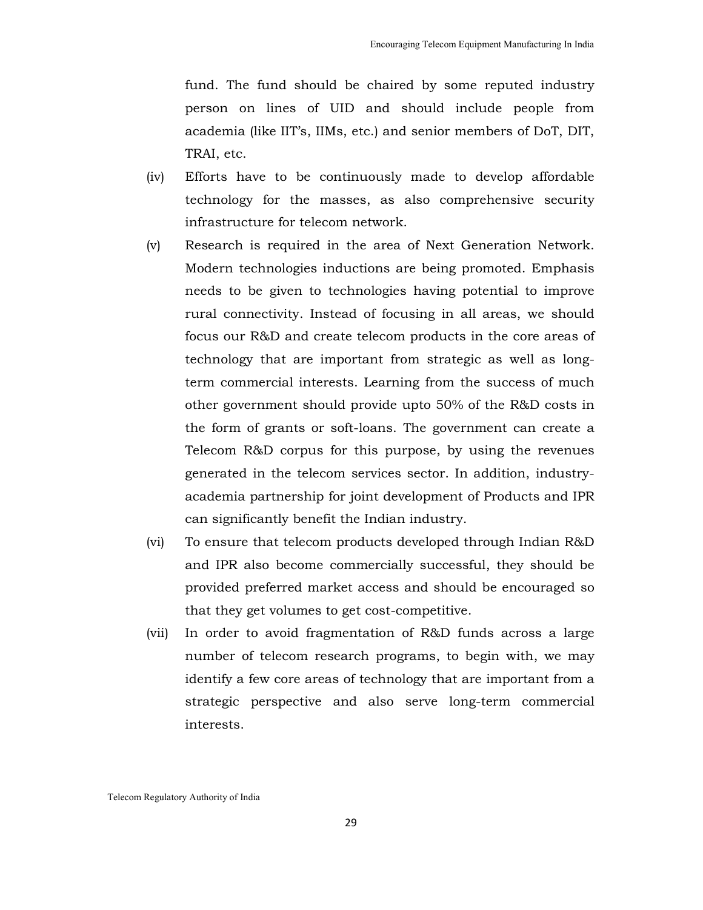fund. The fund should be chaired by some reputed industry person on lines of UID and should include people from academia (like IIT's, IIMs, etc.) and senior members of DoT, DIT, TRAI, etc.

(iv) Efforts have to be continuously made to develop affordable technology for the masses, as also comprehensive security infrastructure for telecom network.

(v) Research is required in the area of Next Generation Network. Modern technologies inductions are being promoted. Emphasis needs to be given to technologies having potential to improve rural connectivity. Instead of focusing in all areas, we should focus our R&D and create telecom products in the core areas of technology that are important from strategic as well as long-term commercial interests. Learning from the success of much other government should provide upto 50% of the R&D costs in the form of grants or soft-loans. The government can create a Telecom R&D corpus for this purpose, by using the revenues generated in the telecom services sector. In addition, industry-academia partnership for joint development of Products and IPR can significantly benefit the Indian industry.

(vi) To ensure that telecom products developed through Indian R&D and IPR also become commercially successful, they should be provided preferred market access and should be encouraged so that they get volumes to get cost-competitive.

(vii) In order to avoid fragmentation of R&D funds across a large number of telecom research programs, to begin with, we may identify a few core areas of technology that are important from a strategic perspective and also serve long-term commercial interests.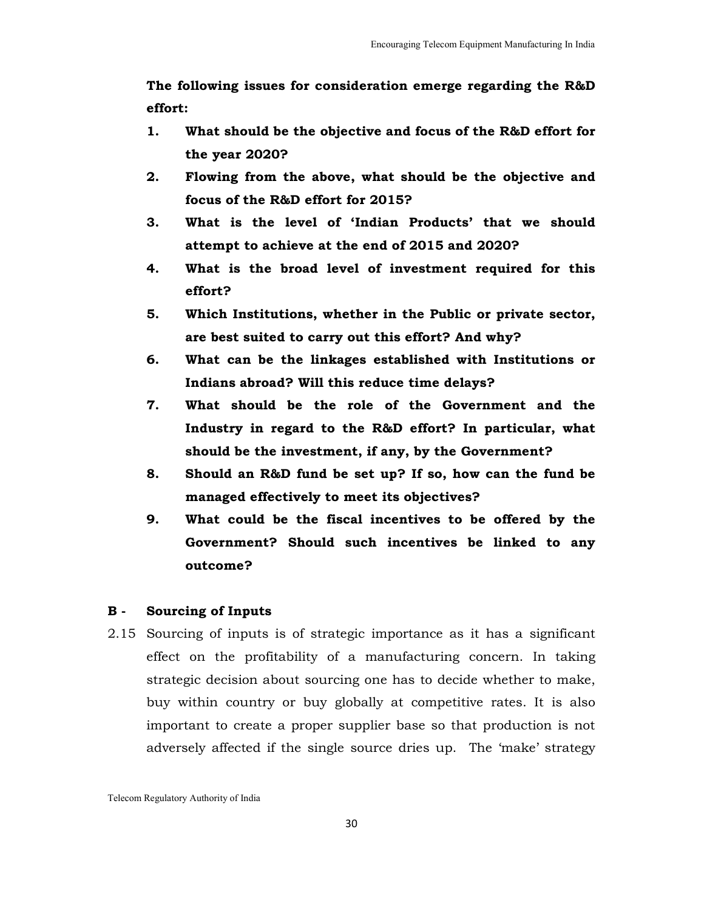**The following issues for consideration emerge regarding the R&D effort:**

1. **What should be the objective and focus of the R&D effort for the year 2020?**
2. **Flowing from the above, what should be the objective and focus of the R&D effort for 2015?**
3. **What is the level of 'Indian Products' that we should attempt to achieve at the end of 2015 and 2020?**
4. **What is the broad level of investment required for this effort?**
5. **Which Institutions, whether in the Public or private sector, are best suited to carry out this effort? And why?**
6. **What can be the linkages established with Institutions or Indians abroad? Will this reduce time delays?**
7. **What should be the role of the Government and the Industry in regard to the R&D effort? In particular, what should be the investment, if any, by the Government?**
8. **Should an R&D fund be set up? If so, how can the fund be managed effectively to meet its objectives?**
9. **What could be the fiscal incentives to be offered by the Government? Should such incentives be linked to any outcome?**

### B - Sourcing of Inputs

2.15 Sourcing of inputs is of strategic importance as it has a significant effect on the profitability of a manufacturing concern. In taking strategic decision about sourcing one has to decide whether to make, buy within country or buy globally at competitive rates. It is also important to create a proper supplier base so that production is not adversely affected if the single source dries up. The 'make' strategy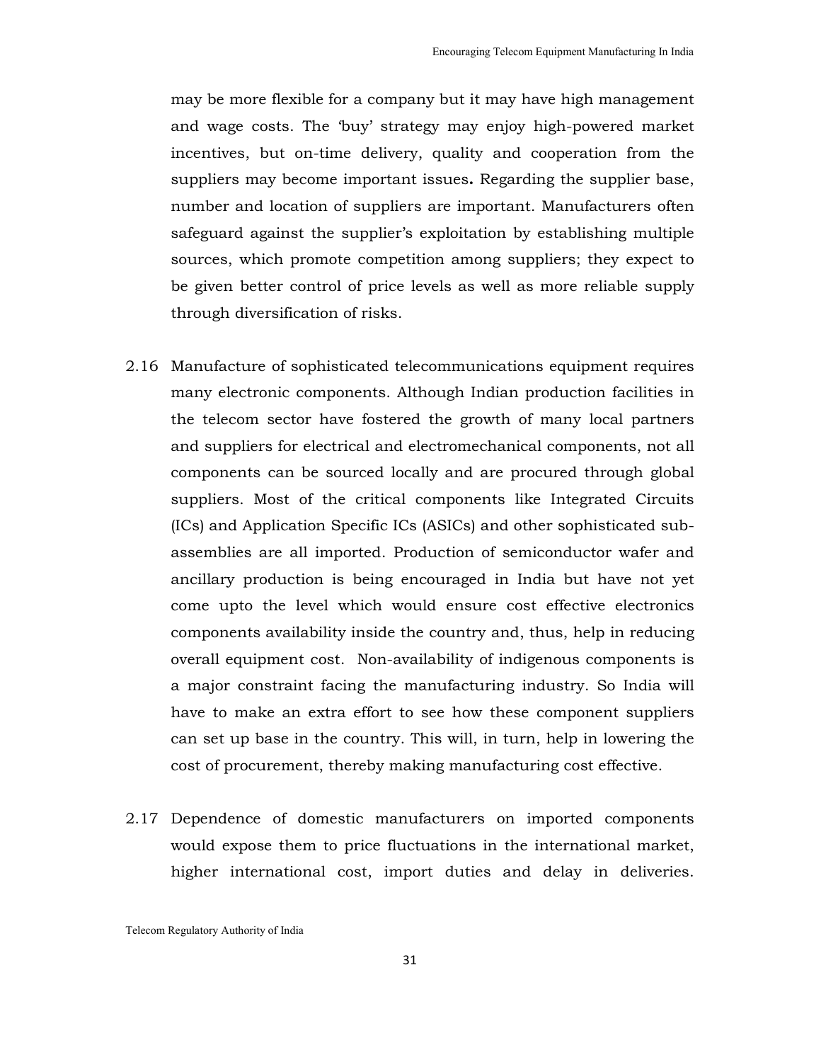may be more flexible for a company but it may have high management and wage costs. The 'buy' strategy may enjoy high-powered market incentives, but on-time delivery, quality and cooperation from the suppliers may become important issues**.** Regarding the supplier base, number and location of suppliers are important. Manufacturers often safeguard against the supplier's exploitation by establishing multiple sources, which promote competition among suppliers; they expect to be given better control of price levels as well as more reliable supply through diversification of risks.

2.16 Manufacture of sophisticated telecommunications equipment requires many electronic components. Although Indian production facilities in the telecom sector have fostered the growth of many local partners and suppliers for electrical and electromechanical components, not all components can be sourced locally and are procured through global suppliers. Most of the critical components like Integrated Circuits (ICs) and Application Specific ICs (ASICs) and other sophisticated sub-assemblies are all imported. Production of semiconductor wafer and ancillary production is being encouraged in India but have not yet come upto the level which would ensure cost effective electronics components availability inside the country and, thus, help in reducing overall equipment cost. Non-availability of indigenous components is a major constraint facing the manufacturing industry. So India will have to make an extra effort to see how these component suppliers can set up base in the country. This will, in turn, help in lowering the cost of procurement, thereby making manufacturing cost effective.

2.17 Dependence of domestic manufacturers on imported components would expose them to price fluctuations in the international market, higher international cost, import duties and delay in deliveries.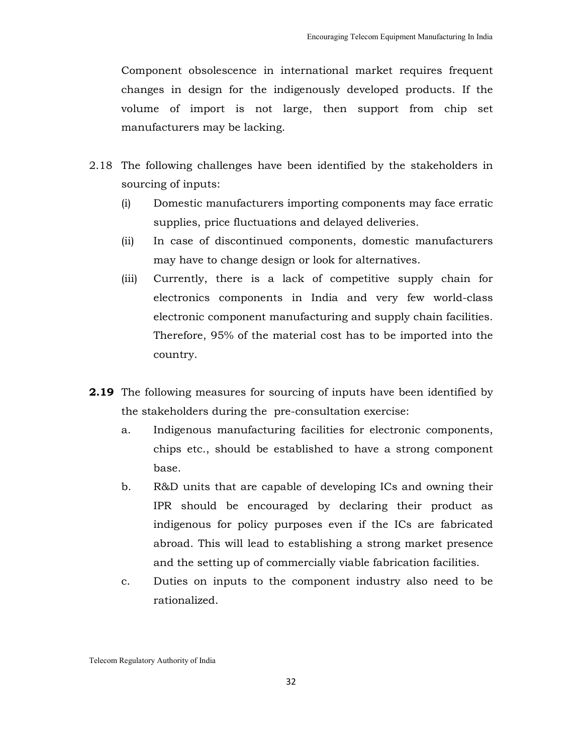Component obsolescence in international market requires frequent changes in design for the indigenously developed products. If the volume of import is not large, then support from chip set manufacturers may be lacking.

2.18 The following challenges have been identified by the stakeholders in sourcing of inputs:

(i) Domestic manufacturers importing components may face erratic supplies, price fluctuations and delayed deliveries.

(ii) In case of discontinued components, domestic manufacturers may have to change design or look for alternatives.

(iii) Currently, there is a lack of competitive supply chain for electronics components in India and very few world-class electronic component manufacturing and supply chain facilities. Therefore, 95% of the material cost has to be imported into the country.

**2.19** The following measures for sourcing of inputs have been identified by the stakeholders during the pre-consultation exercise:

a. Indigenous manufacturing facilities for electronic components, chips etc., should be established to have a strong component base.

b. R&D units that are capable of developing ICs and owning their IPR should be encouraged by declaring their product as indigenous for policy purposes even if the ICs are fabricated abroad. This will lead to establishing a strong market presence and the setting up of commercially viable fabrication facilities.

c. Duties on inputs to the component industry also need to be rationalized.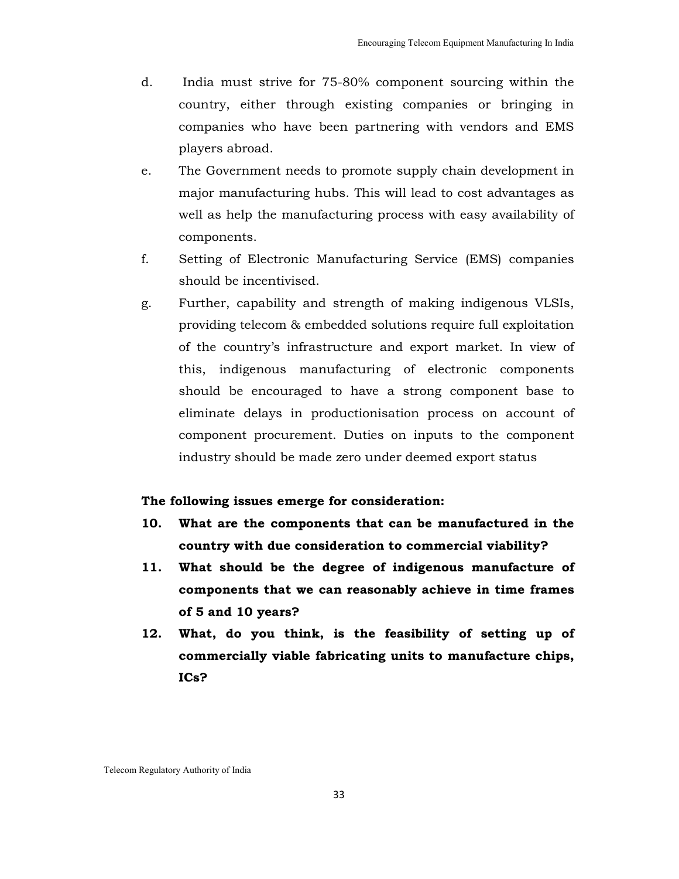d. India must strive for 75-80% component sourcing within the country, either through existing companies or bringing in companies who have been partnering with vendors and EMS players abroad.

e. The Government needs to promote supply chain development in major manufacturing hubs. This will lead to cost advantages as well as help the manufacturing process with easy availability of components.

f. Setting of Electronic Manufacturing Service (EMS) companies should be incentivised.

g. Further, capability and strength of making indigenous VLSIs, providing telecom & embedded solutions require full exploitation of the country's infrastructure and export market. In view of this, indigenous manufacturing of electronic components should be encouraged to have a strong component base to eliminate delays in productionisation process on account of component procurement. Duties on inputs to the component industry should be made zero under deemed export status

**The following issues emerge for consideration:**

**10. What are the components that can be manufactured in the country with due consideration to commercial viability?**

**11. What should be the degree of indigenous manufacture of components that we can reasonably achieve in time frames of 5 and 10 years?**

**12. What, do you think, is the feasibility of setting up of commercially viable fabricating units to manufacture chips, ICs?**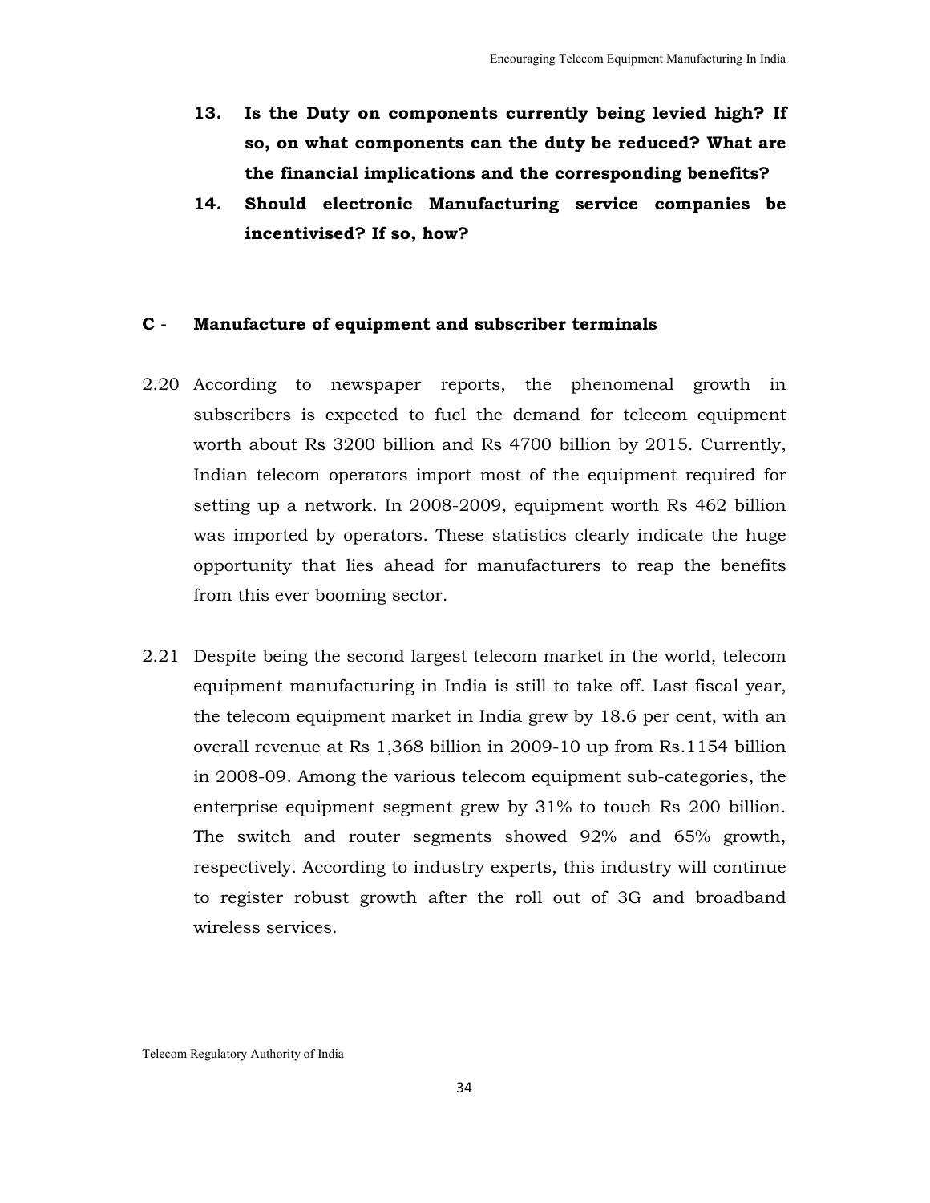**13. Is the Duty on components currently being levied high? If so, on what components can the duty be reduced? What are the financial implications and the corresponding benefits?**

**14. Should electronic Manufacturing service companies be incentivised? If so, how?**

## C - Manufacture of equipment and subscriber terminals

2.20 According to newspaper reports, the phenomenal growth in subscribers is expected to fuel the demand for telecom equipment worth about Rs 3200 billion and Rs 4700 billion by 2015. Currently, Indian telecom operators import most of the equipment required for setting up a network. In 2008-2009, equipment worth Rs 462 billion was imported by operators. These statistics clearly indicate the huge opportunity that lies ahead for manufacturers to reap the benefits from this ever booming sector.

2.21 Despite being the second largest telecom market in the world, telecom equipment manufacturing in India is still to take off. Last fiscal year, the telecom equipment market in India grew by 18.6 per cent, with an overall revenue at Rs 1,368 billion in 2009-10 up from Rs.1154 billion in 2008-09. Among the various telecom equipment sub-categories, the enterprise equipment segment grew by 31% to touch Rs 200 billion. The switch and router segments showed 92% and 65% growth, respectively. According to industry experts, this industry will continue to register robust growth after the roll out of 3G and broadband wireless services.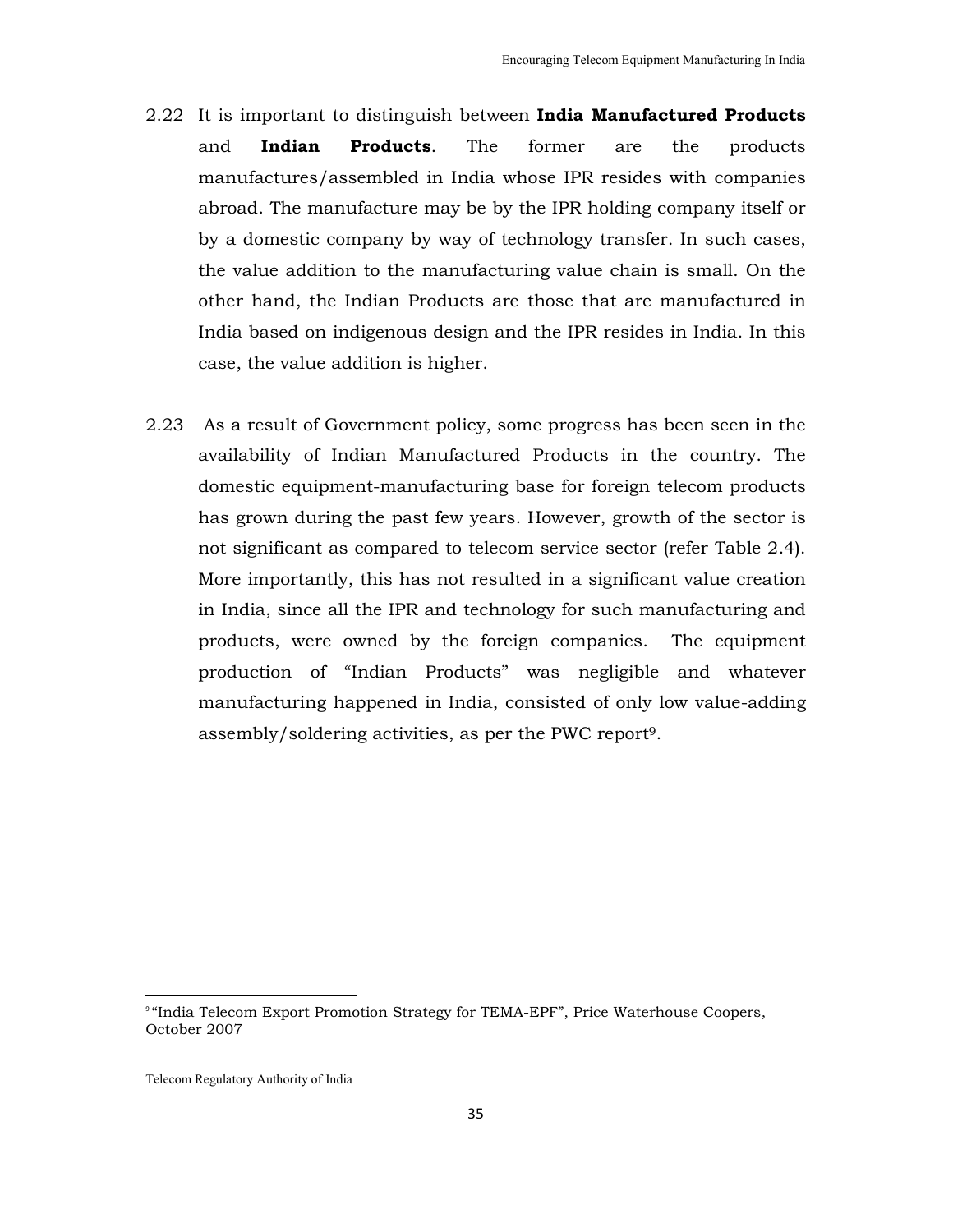2.22 It is important to distinguish between **India Manufactured Products** and **Indian Products**. The former are the products manufactures/assembled in India whose IPR resides with companies abroad. The manufacture may be by the IPR holding company itself or by a domestic company by way of technology transfer. In such cases, the value addition to the manufacturing value chain is small. On the other hand, the Indian Products are those that are manufactured in India based on indigenous design and the IPR resides in India. In this case, the value addition is higher.

2.23 As a result of Government policy, some progress has been seen in the availability of Indian Manufactured Products in the country. The domestic equipment-manufacturing base for foreign telecom products has grown during the past few years. However, growth of the sector is not significant as compared to telecom service sector (refer Table 2.4). More importantly, this has not resulted in a significant value creation in India, since all the IPR and technology for such manufacturing and products, were owned by the foreign companies. The equipment production of "Indian Products" was negligible and whatever manufacturing happened in India, consisted of only low value-adding assembly/soldering activities, as per the PWC report[9].

[9] "India Telecom Export Promotion Strategy for TEMA-EPF", Price Waterhouse Coopers, October 2007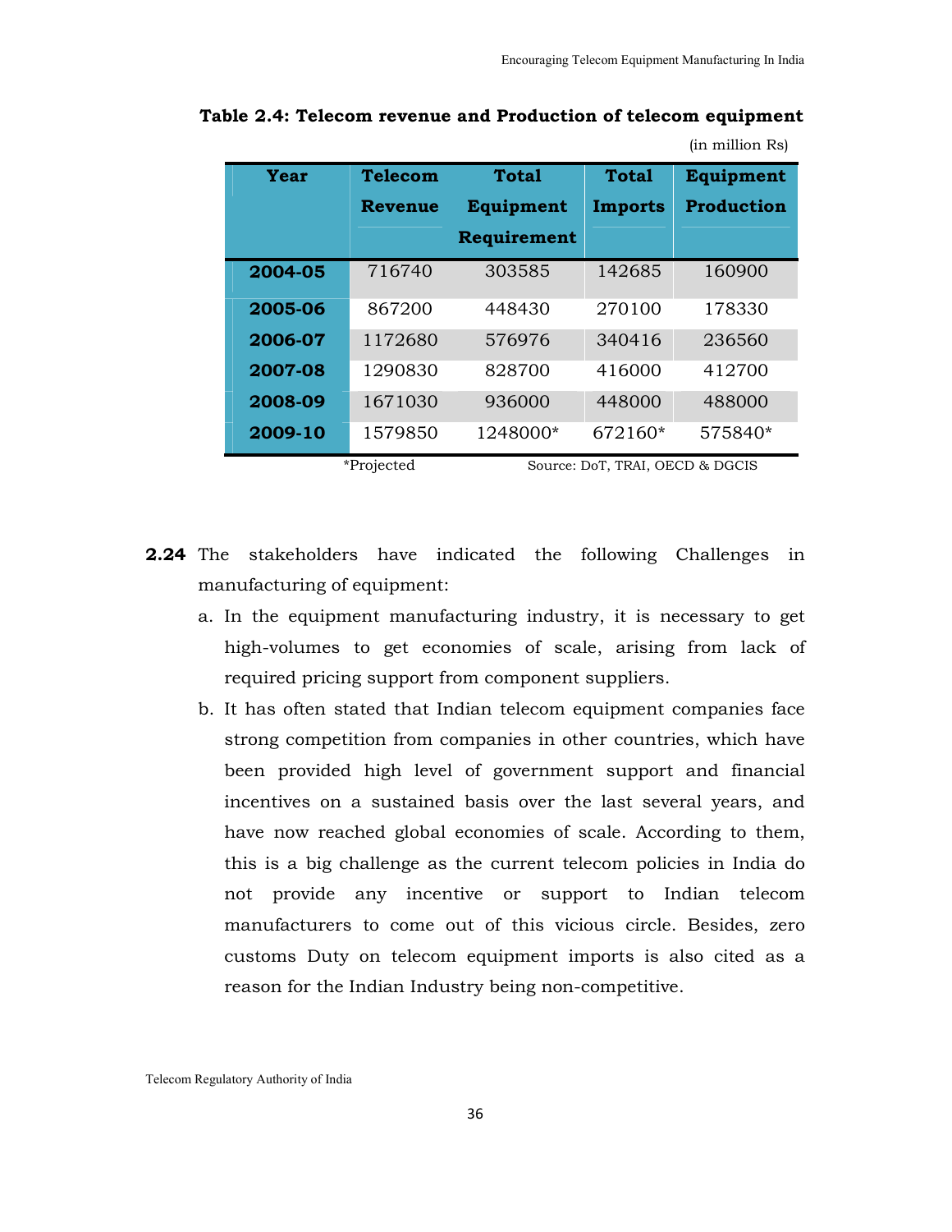**Table 2.4: Telecom revenue and Production of telecom equipment**

(in million Rs)

| Year | Telecom Revenue | Total Equipment Requirement | Total Imports | Equipment Production |
|---|---|---|---|---|
| 2004-05 | 716740 | 303585 | 142685 | 160900 |
| 2005-06 | 867200 | 448430 | 270100 | 178330 |
| 2006-07 | 1172680 | 576976 | 340416 | 236560 |
| 2007-08 | 1290830 | 828700 | 416000 | 412700 |
| 2008-09 | 1671030 | 936000 | 448000 | 488000 |
| 2009-10 | 1579850 | 1248000* | 672160* | 575840* |

*Projected  Source: DoT, TRAI, OECD & DGCIS

**2.24** The stakeholders have indicated the following Challenges in manufacturing of equipment:

a. In the equipment manufacturing industry, it is necessary to get high-volumes to get economies of scale, arising from lack of required pricing support from component suppliers.

b. It has often stated that Indian telecom equipment companies face strong competition from companies in other countries, which have been provided high level of government support and financial incentives on a sustained basis over the last several years, and have now reached global economies of scale. According to them, this is a big challenge as the current telecom policies in India do not provide any incentive or support to Indian telecom manufacturers to come out of this vicious circle. Besides, zero customs Duty on telecom equipment imports is also cited as a reason for the Indian Industry being non-competitive.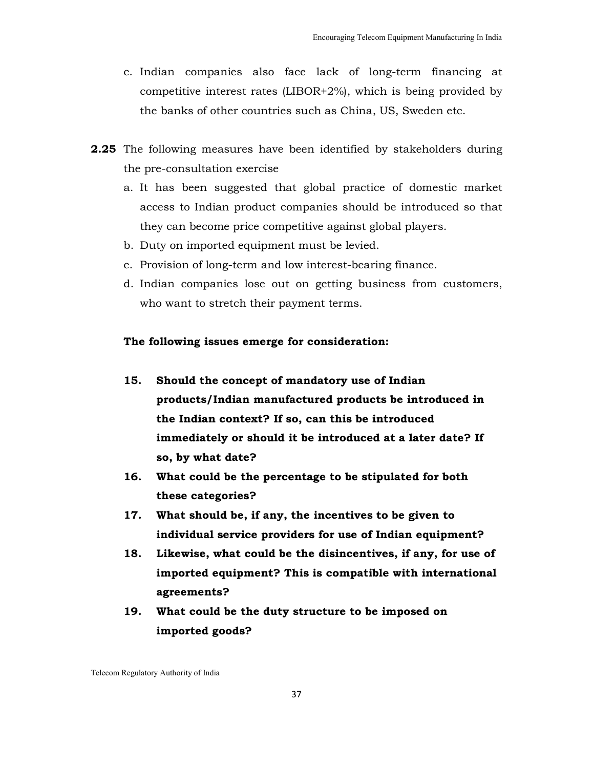c. Indian companies also face lack of long-term financing at competitive interest rates (LIBOR+2%), which is being provided by the banks of other countries such as China, US, Sweden etc.

**2.25** The following measures have been identified by stakeholders during the pre-consultation exercise

a. It has been suggested that global practice of domestic market access to Indian product companies should be introduced so that they can become price competitive against global players.
b. Duty on imported equipment must be levied.
c. Provision of long-term and low interest-bearing finance.
d. Indian companies lose out on getting business from customers, who want to stretch their payment terms.

**The following issues emerge for consideration:**

**15. Should the concept of mandatory use of Indian products/Indian manufactured products be introduced in the Indian context? If so, can this be introduced immediately or should it be introduced at a later date? If so, by what date?**

**16. What could be the percentage to be stipulated for both these categories?**

**17. What should be, if any, the incentives to be given to individual service providers for use of Indian equipment?**

**18. Likewise, what could be the disincentives, if any, for use of imported equipment? This is compatible with international agreements?**

**19. What could be the duty structure to be imposed on imported goods?**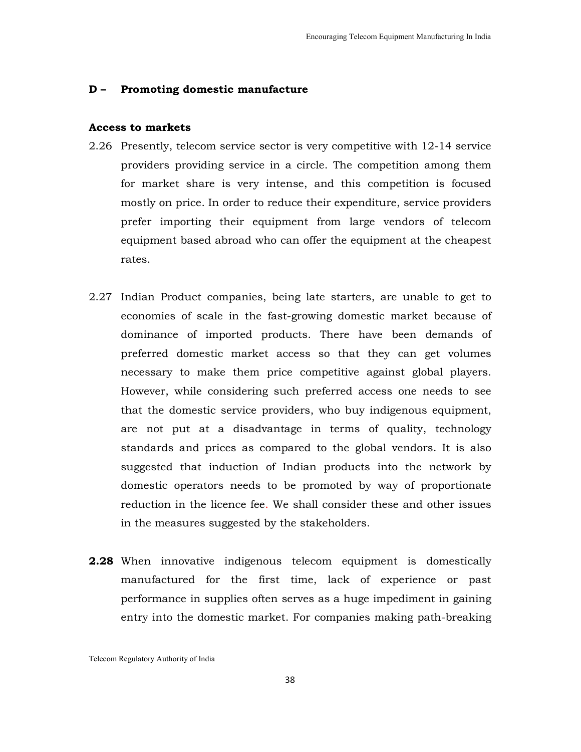## D – Promoting domestic manufacture

### Access to markets

2.26 Presently, telecom service sector is very competitive with 12-14 service providers providing service in a circle. The competition among them for market share is very intense, and this competition is focused mostly on price. In order to reduce their expenditure, service providers prefer importing their equipment from large vendors of telecom equipment based abroad who can offer the equipment at the cheapest rates.

2.27 Indian Product companies, being late starters, are unable to get to economies of scale in the fast-growing domestic market because of dominance of imported products. There have been demands of preferred domestic market access so that they can get volumes necessary to make them price competitive against global players. However, while considering such preferred access one needs to see that the domestic service providers, who buy indigenous equipment, are not put at a disadvantage in terms of quality, technology standards and prices as compared to the global vendors. It is also suggested that induction of Indian products into the network by domestic operators needs to be promoted by way of proportionate reduction in the licence fee. We shall consider these and other issues in the measures suggested by the stakeholders.

**2.28** When innovative indigenous telecom equipment is domestically manufactured for the first time, lack of experience or past performance in supplies often serves as a huge impediment in gaining entry into the domestic market. For companies making path-breaking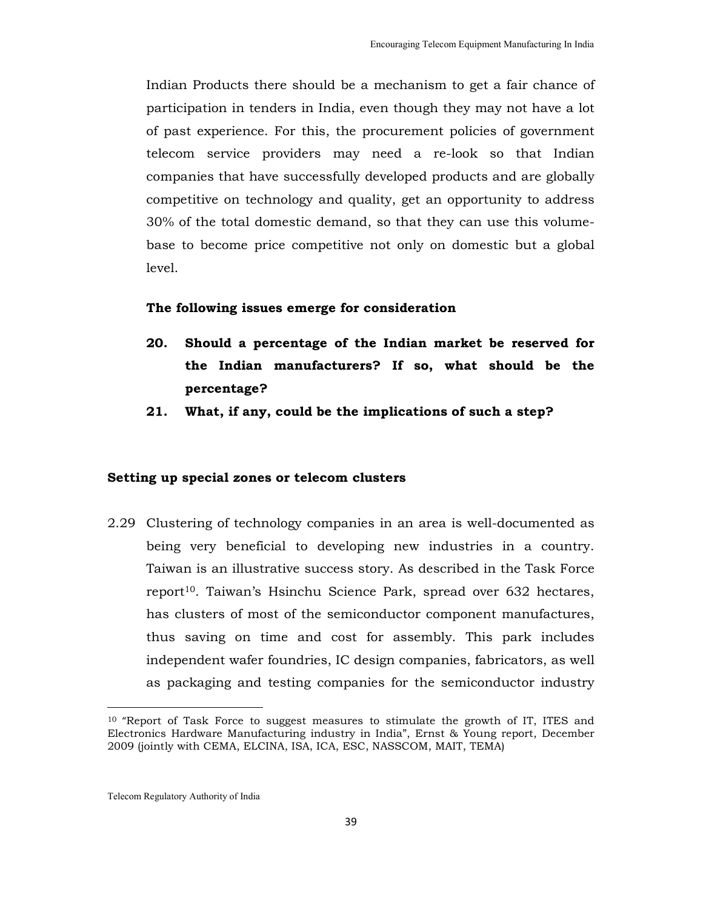Indian Products there should be a mechanism to get a fair chance of participation in tenders in India, even though they may not have a lot of past experience. For this, the procurement policies of government telecom service providers may need a re-look so that Indian companies that have successfully developed products and are globally competitive on technology and quality, get an opportunity to address 30% of the total domestic demand, so that they can use this volume-base to become price competitive not only on domestic but a global level.

**The following issues emerge for consideration**

**20. Should a percentage of the Indian market be reserved for the Indian manufacturers? If so, what should be the percentage?**

**21. What, if any, could be the implications of such a step?**

**Setting up special zones or telecom clusters**

2.29 Clustering of technology companies in an area is well-documented as being very beneficial to developing new industries in a country. Taiwan is an illustrative success story. As described in the Task Force report[10]. Taiwan's Hsinchu Science Park, spread over 632 hectares, has clusters of most of the semiconductor component manufactures, thus saving on time and cost for assembly. This park includes independent wafer foundries, IC design companies, fabricators, as well as packaging and testing companies for the semiconductor industry

[10] "Report of Task Force to suggest measures to stimulate the growth of IT, ITES and Electronics Hardware Manufacturing industry in India", Ernst & Young report, December 2009 (jointly with CEMA, ELCINA, ISA, ICA, ESC, NASSCOM, MAIT, TEMA)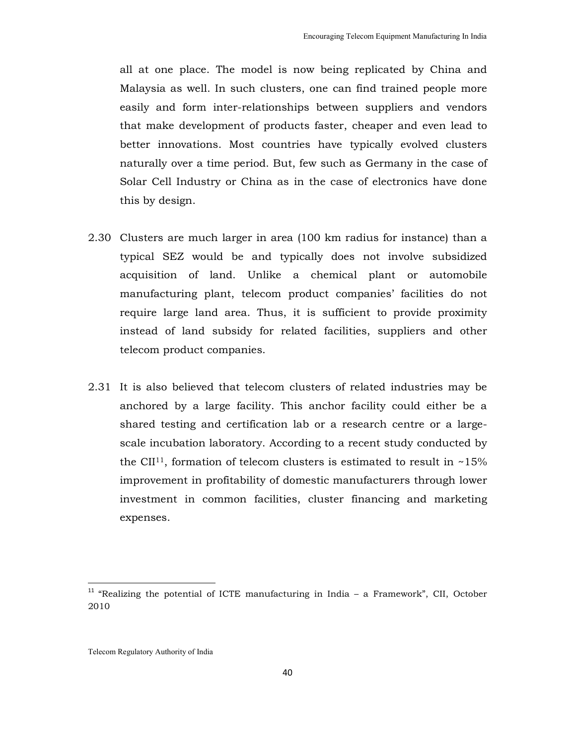all at one place. The model is now being replicated by China and Malaysia as well. In such clusters, one can find trained people more easily and form inter-relationships between suppliers and vendors that make development of products faster, cheaper and even lead to better innovations. Most countries have typically evolved clusters naturally over a time period. But, few such as Germany in the case of Solar Cell Industry or China as in the case of electronics have done this by design.

2.30 Clusters are much larger in area (100 km radius for instance) than a typical SEZ would be and typically does not involve subsidized acquisition of land. Unlike a chemical plant or automobile manufacturing plant, telecom product companies' facilities do not require large land area. Thus, it is sufficient to provide proximity instead of land subsidy for related facilities, suppliers and other telecom product companies.

2.31 It is also believed that telecom clusters of related industries may be anchored by a large facility. This anchor facility could either be a shared testing and certification lab or a research centre or a large-scale incubation laboratory. According to a recent study conducted by the CII[11], formation of telecom clusters is estimated to result in ~15% improvement in profitability of domestic manufacturers through lower investment in common facilities, cluster financing and marketing expenses.

---

[11] "Realizing the potential of ICTE manufacturing in India – a Framework", CII, October 2010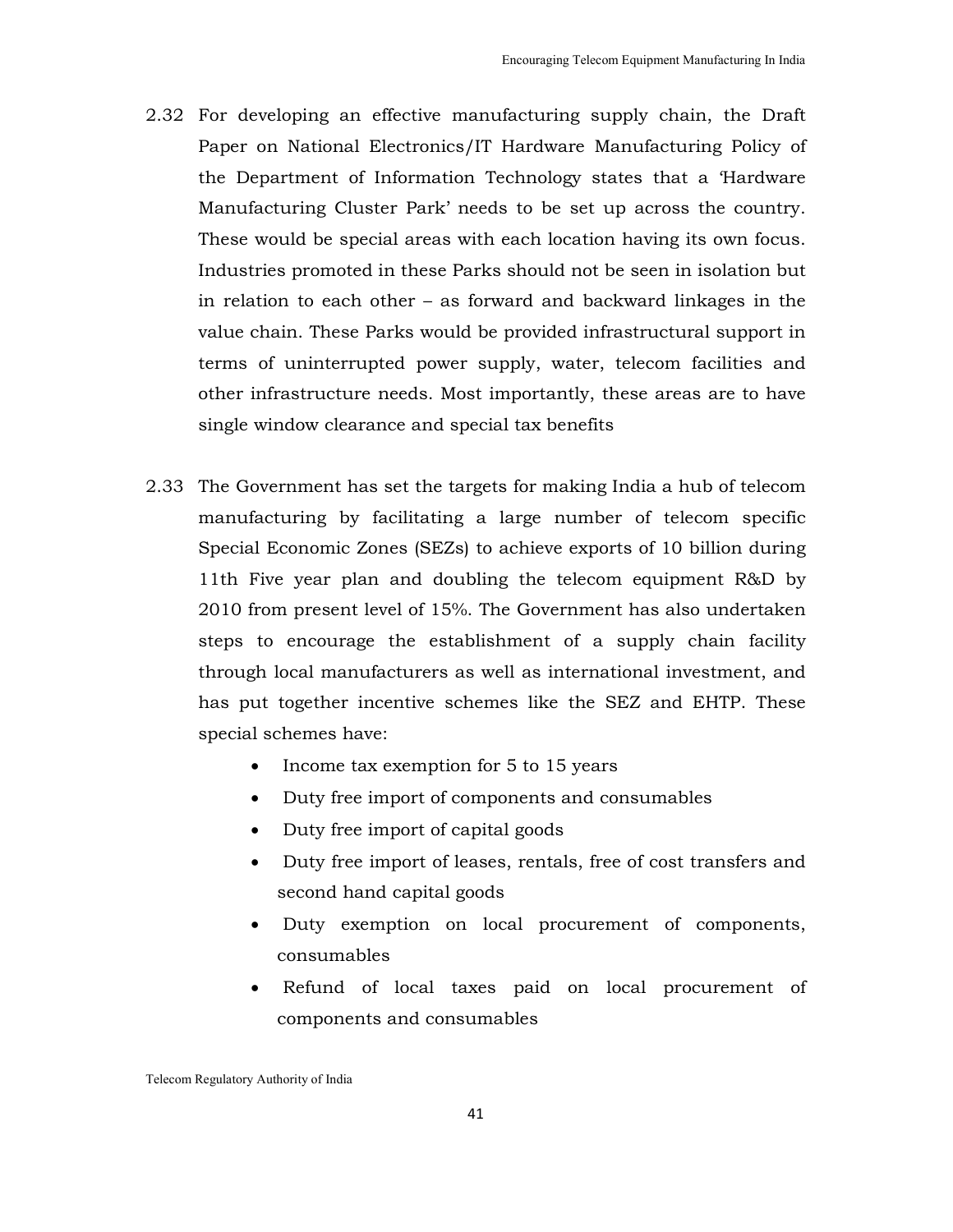2.32 For developing an effective manufacturing supply chain, the Draft Paper on National Electronics/IT Hardware Manufacturing Policy of the Department of Information Technology states that a 'Hardware Manufacturing Cluster Park' needs to be set up across the country. These would be special areas with each location having its own focus. Industries promoted in these Parks should not be seen in isolation but in relation to each other – as forward and backward linkages in the value chain. These Parks would be provided infrastructural support in terms of uninterrupted power supply, water, telecom facilities and other infrastructure needs. Most importantly, these areas are to have single window clearance and special tax benefits

2.33 The Government has set the targets for making India a hub of telecom manufacturing by facilitating a large number of telecom specific Special Economic Zones (SEZs) to achieve exports of 10 billion during 11th Five year plan and doubling the telecom equipment R&D by 2010 from present level of 15%. The Government has also undertaken steps to encourage the establishment of a supply chain facility through local manufacturers as well as international investment, and has put together incentive schemes like the SEZ and EHTP. These special schemes have:

- Income tax exemption for 5 to 15 years
- Duty free import of components and consumables
- Duty free import of capital goods
- Duty free import of leases, rentals, free of cost transfers and second hand capital goods
- Duty exemption on local procurement of components, consumables
- Refund of local taxes paid on local procurement of components and consumables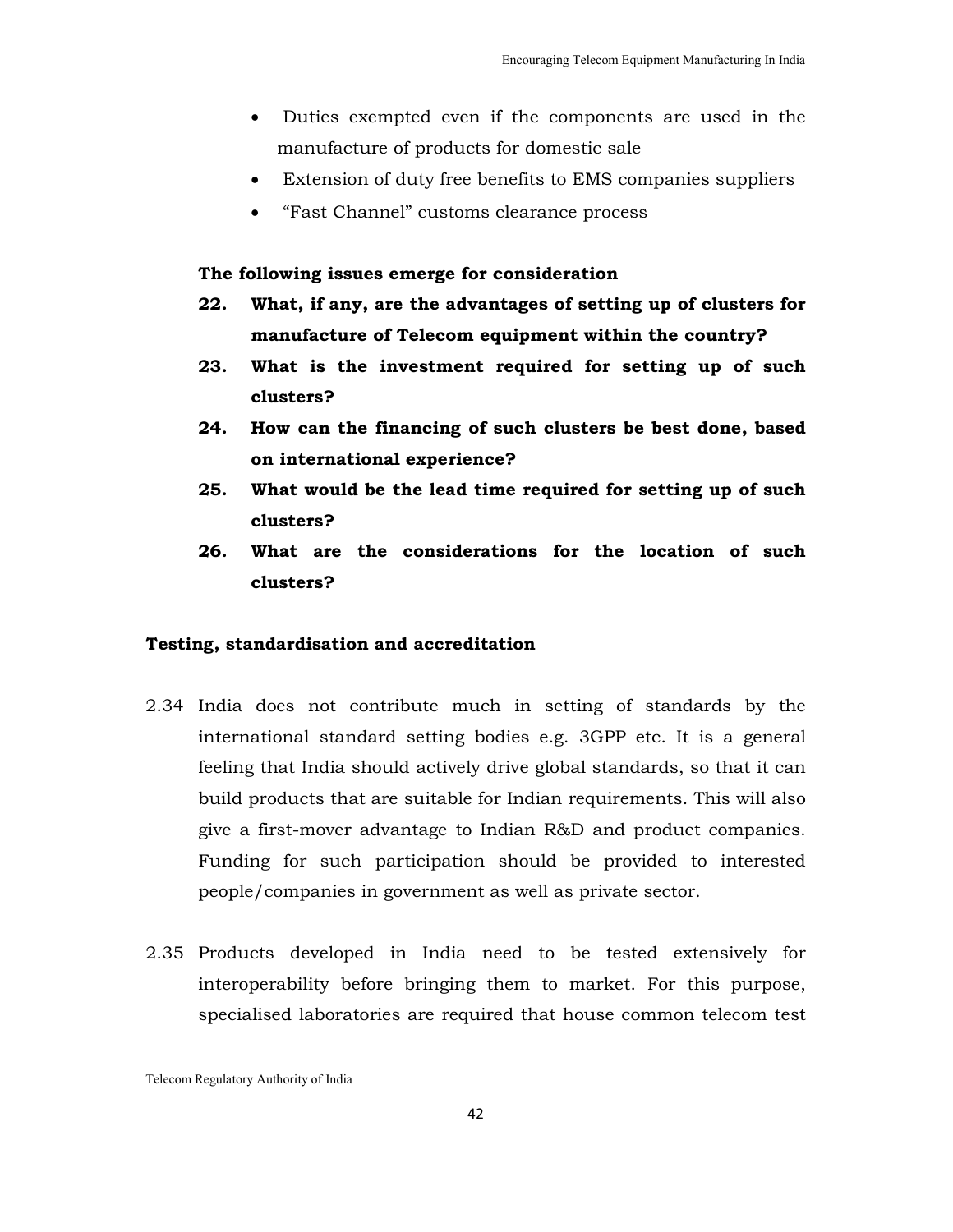- Duties exempted even if the components are used in the manufacture of products for domestic sale
- Extension of duty free benefits to EMS companies suppliers
- “Fast Channel” customs clearance process

**The following issues emerge for consideration**

**22. What, if any, are the advantages of setting up of clusters for manufacture of Telecom equipment within the country?**

**23. What is the investment required for setting up of such clusters?**

**24. How can the financing of such clusters be best done, based on international experience?**

**25. What would be the lead time required for setting up of such clusters?**

**26. What are the considerations for the location of such clusters?**

**Testing, standardisation and accreditation**

2.34 India does not contribute much in setting of standards by the international standard setting bodies e.g. 3GPP etc. It is a general feeling that India should actively drive global standards, so that it can build products that are suitable for Indian requirements. This will also give a first-mover advantage to Indian R&D and product companies. Funding for such participation should be provided to interested people/companies in government as well as private sector.

2.35 Products developed in India need to be tested extensively for interoperability before bringing them to market. For this purpose, specialised laboratories are required that house common telecom test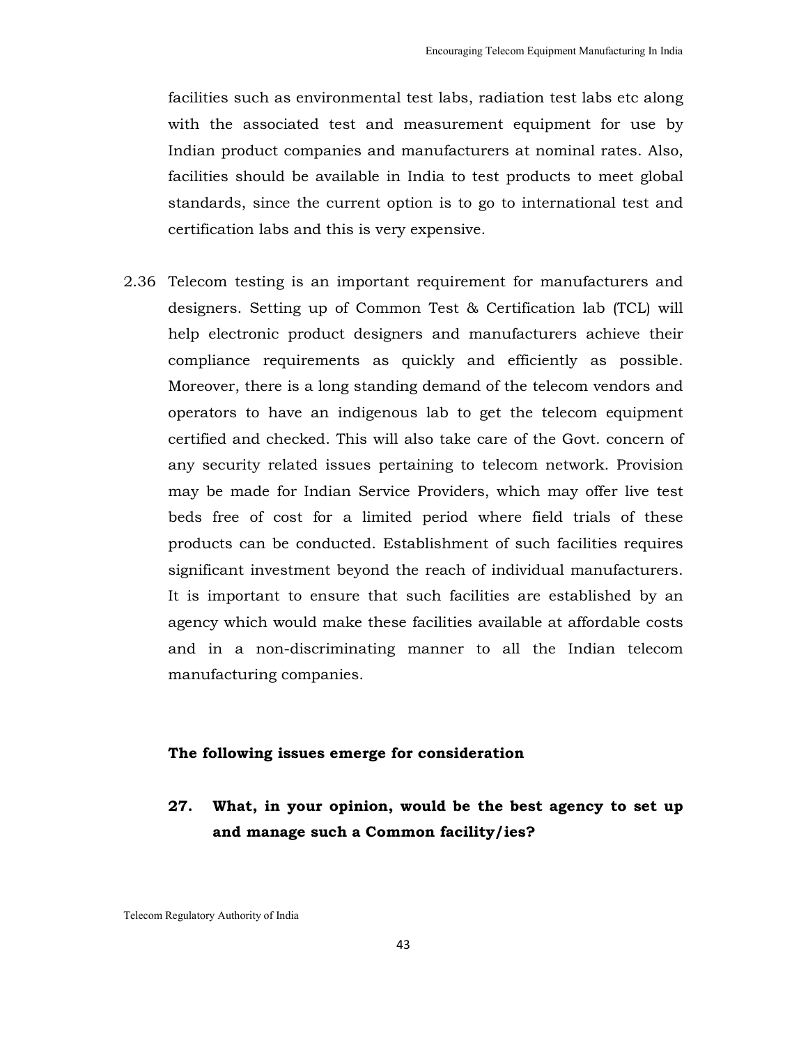facilities such as environmental test labs, radiation test labs etc along with the associated test and measurement equipment for use by Indian product companies and manufacturers at nominal rates. Also, facilities should be available in India to test products to meet global standards, since the current option is to go to international test and certification labs and this is very expensive.

2.36 Telecom testing is an important requirement for manufacturers and designers. Setting up of Common Test & Certification lab (TCL) will help electronic product designers and manufacturers achieve their compliance requirements as quickly and efficiently as possible. Moreover, there is a long standing demand of the telecom vendors and operators to have an indigenous lab to get the telecom equipment certified and checked. This will also take care of the Govt. concern of any security related issues pertaining to telecom network. Provision may be made for Indian Service Providers, which may offer live test beds free of cost for a limited period where field trials of these products can be conducted. Establishment of such facilities requires significant investment beyond the reach of individual manufacturers. It is important to ensure that such facilities are established by an agency which would make these facilities available at affordable costs and in a non-discriminating manner to all the Indian telecom manufacturing companies.

**The following issues emerge for consideration**

**27. What, in your opinion, would be the best agency to set up and manage such a Common facility/ies?**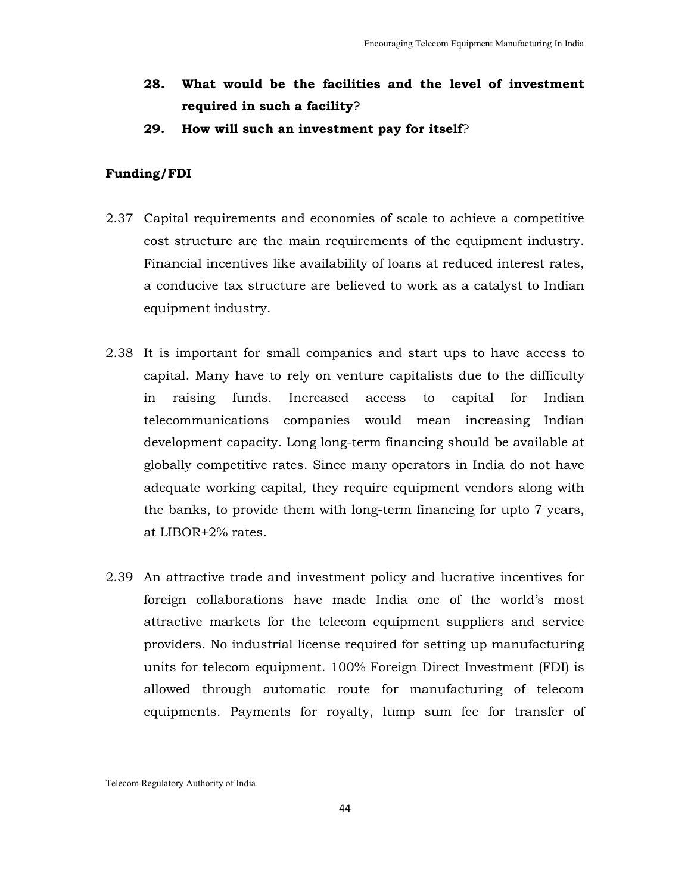**28. What would be the facilities and the level of investment required in such a facility**?

**29. How will such an investment pay for itself**?

**Funding/FDI**

2.37 Capital requirements and economies of scale to achieve a competitive cost structure are the main requirements of the equipment industry. Financial incentives like availability of loans at reduced interest rates, a conducive tax structure are believed to work as a catalyst to Indian equipment industry.

2.38 It is important for small companies and start ups to have access to capital. Many have to rely on venture capitalists due to the difficulty in raising funds. Increased access to capital for Indian telecommunications companies would mean increasing Indian development capacity. Long long-term financing should be available at globally competitive rates. Since many operators in India do not have adequate working capital, they require equipment vendors along with the banks, to provide them with long-term financing for upto 7 years, at LIBOR+2% rates.

2.39 An attractive trade and investment policy and lucrative incentives for foreign collaborations have made India one of the world's most attractive markets for the telecom equipment suppliers and service providers. No industrial license required for setting up manufacturing units for telecom equipment. 100% Foreign Direct Investment (FDI) is allowed through automatic route for manufacturing of telecom equipments. Payments for royalty, lump sum fee for transfer of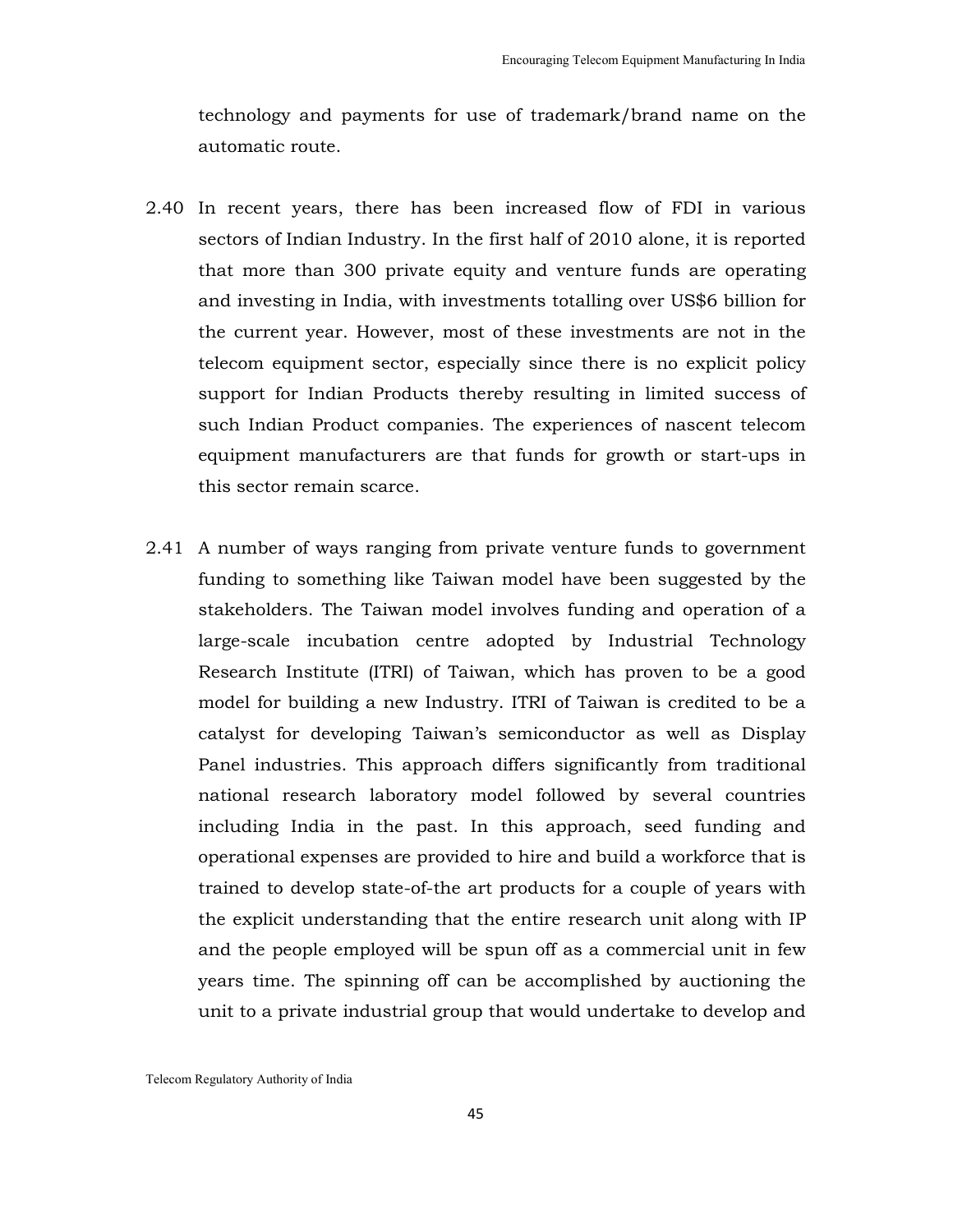technology and payments for use of trademark/brand name on the automatic route.

2.40 In recent years, there has been increased flow of FDI in various sectors of Indian Industry. In the first half of 2010 alone, it is reported that more than 300 private equity and venture funds are operating and investing in India, with investments totalling over US$6 billion for the current year. However, most of these investments are not in the telecom equipment sector, especially since there is no explicit policy support for Indian Products thereby resulting in limited success of such Indian Product companies. The experiences of nascent telecom equipment manufacturers are that funds for growth or start-ups in this sector remain scarce.

2.41 A number of ways ranging from private venture funds to government funding to something like Taiwan model have been suggested by the stakeholders. The Taiwan model involves funding and operation of a large-scale incubation centre adopted by Industrial Technology Research Institute (ITRI) of Taiwan, which has proven to be a good model for building a new Industry. ITRI of Taiwan is credited to be a catalyst for developing Taiwan's semiconductor as well as Display Panel industries. This approach differs significantly from traditional national research laboratory model followed by several countries including India in the past. In this approach, seed funding and operational expenses are provided to hire and build a workforce that is trained to develop state-of-the art products for a couple of years with the explicit understanding that the entire research unit along with IP and the people employed will be spun off as a commercial unit in few years time. The spinning off can be accomplished by auctioning the unit to a private industrial group that would undertake to develop and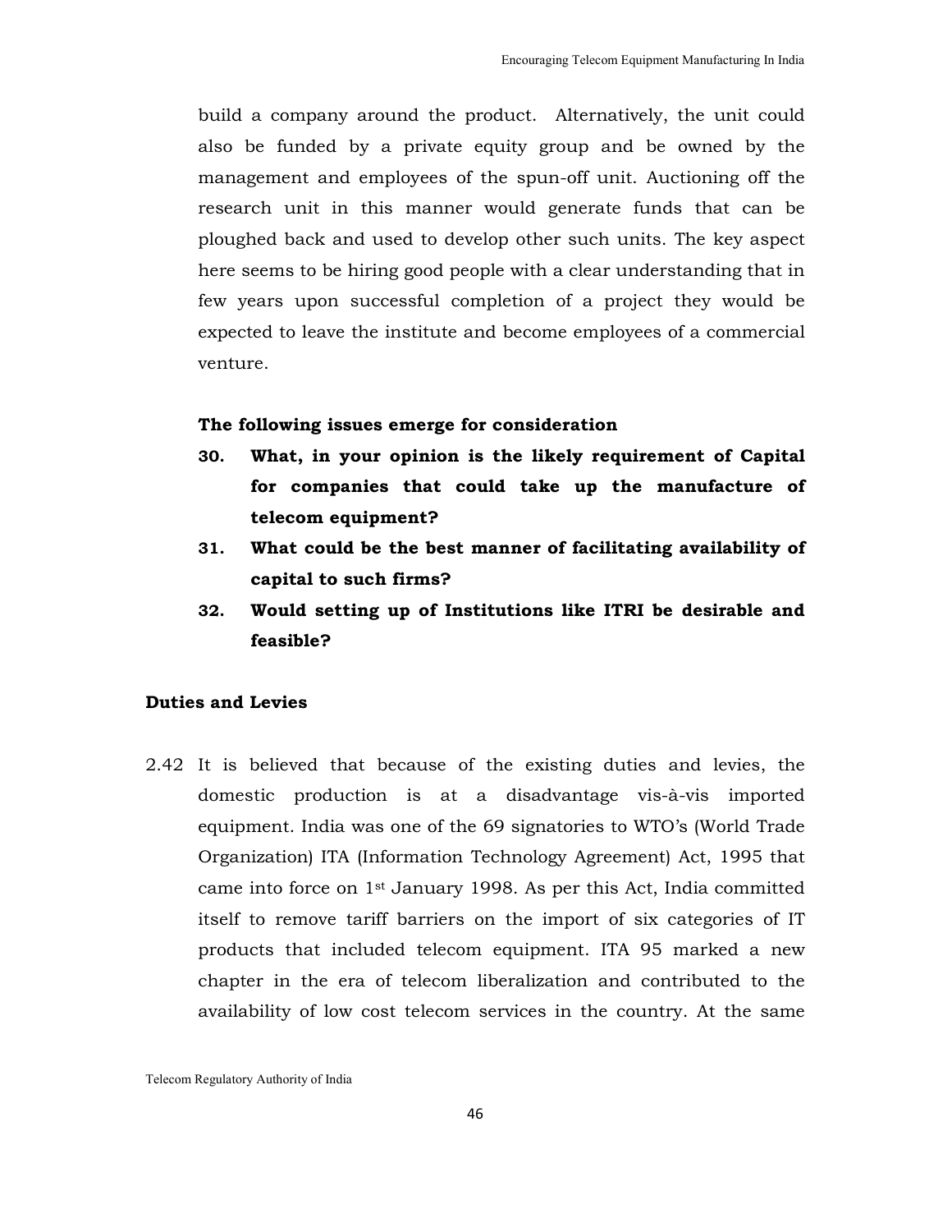build a company around the product. Alternatively, the unit could also be funded by a private equity group and be owned by the management and employees of the spun-off unit. Auctioning off the research unit in this manner would generate funds that can be ploughed back and used to develop other such units. The key aspect here seems to be hiring good people with a clear understanding that in few years upon successful completion of a project they would be expected to leave the institute and become employees of a commercial venture.

**The following issues emerge for consideration**

30. **What, in your opinion is the likely requirement of Capital for companies that could take up the manufacture of telecom equipment?**
31. **What could be the best manner of facilitating availability of capital to such firms?**
32. **Would setting up of Institutions like ITRI be desirable and feasible?**

### Duties and Levies

2.42 It is believed that because of the existing duties and levies, the domestic production is at a disadvantage vis-à-vis imported equipment. India was one of the 69 signatories to WTO's (World Trade Organization) ITA (Information Technology Agreement) Act, 1995 that came into force on 1st January 1998. As per this Act, India committed itself to remove tariff barriers on the import of six categories of IT products that included telecom equipment. ITA 95 marked a new chapter in the era of telecom liberalization and contributed to the availability of low cost telecom services in the country. At the same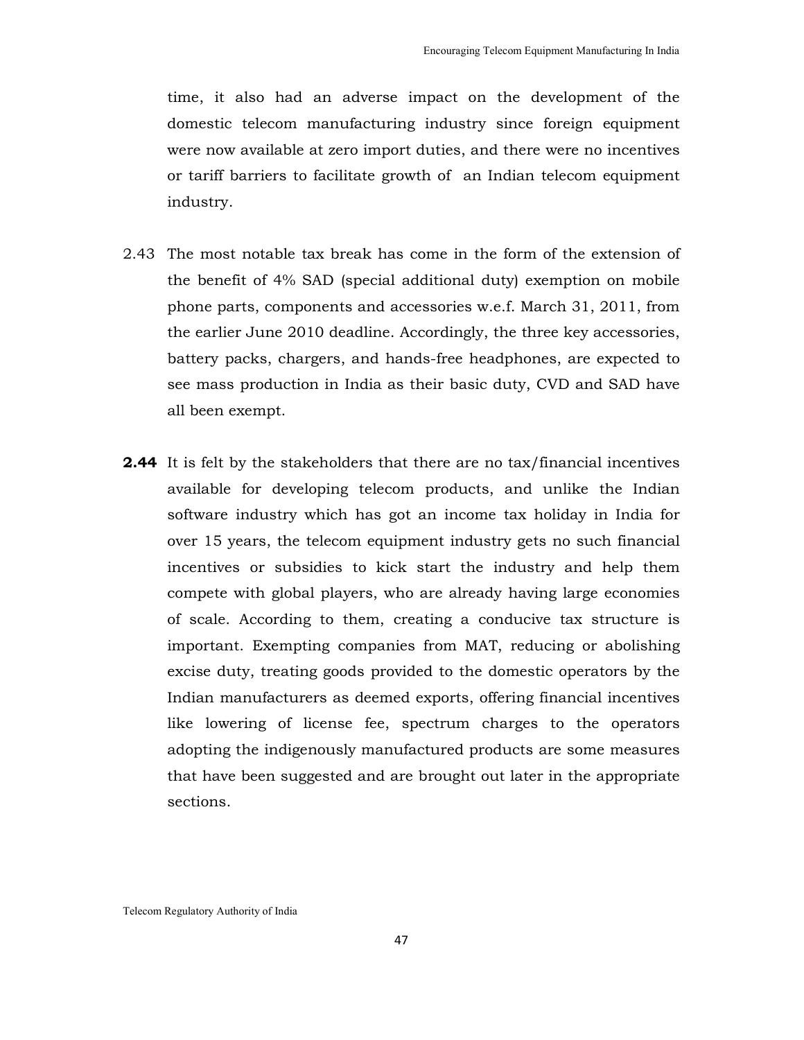time, it also had an adverse impact on the development of the domestic telecom manufacturing industry since foreign equipment were now available at zero import duties, and there were no incentives or tariff barriers to facilitate growth of an Indian telecom equipment industry.

2.43 The most notable tax break has come in the form of the extension of the benefit of 4% SAD (special additional duty) exemption on mobile phone parts, components and accessories w.e.f. March 31, 2011, from the earlier June 2010 deadline. Accordingly, the three key accessories, battery packs, chargers, and hands-free headphones, are expected to see mass production in India as their basic duty, CVD and SAD have all been exempt.

**2.44** It is felt by the stakeholders that there are no tax/financial incentives available for developing telecom products, and unlike the Indian software industry which has got an income tax holiday in India for over 15 years, the telecom equipment industry gets no such financial incentives or subsidies to kick start the industry and help them compete with global players, who are already having large economies of scale. According to them, creating a conducive tax structure is important. Exempting companies from MAT, reducing or abolishing excise duty, treating goods provided to the domestic operators by the Indian manufacturers as deemed exports, offering financial incentives like lowering of license fee, spectrum charges to the operators adopting the indigenously manufactured products are some measures that have been suggested and are brought out later in the appropriate sections.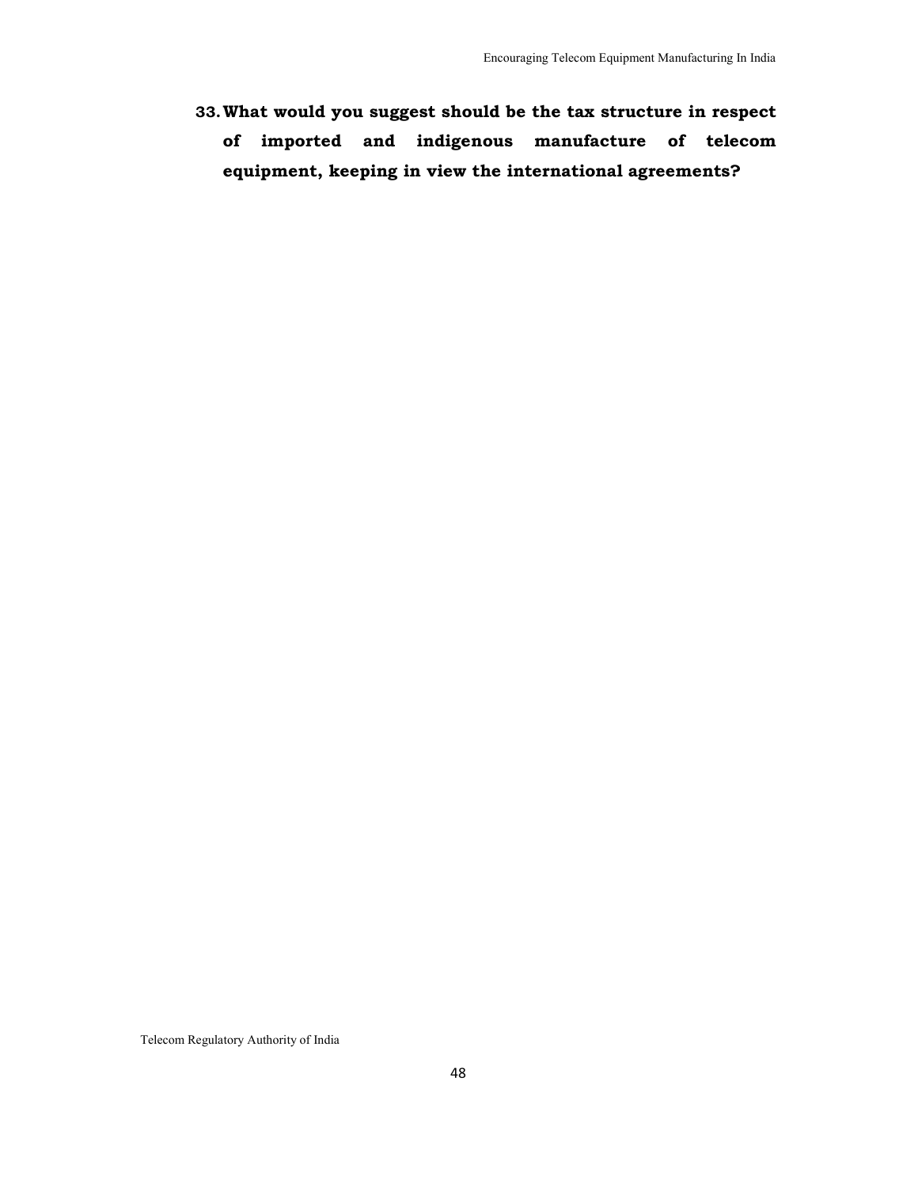**33. What would you suggest should be the tax structure in respect of imported and indigenous manufacture of telecom equipment, keeping in view the international agreements?**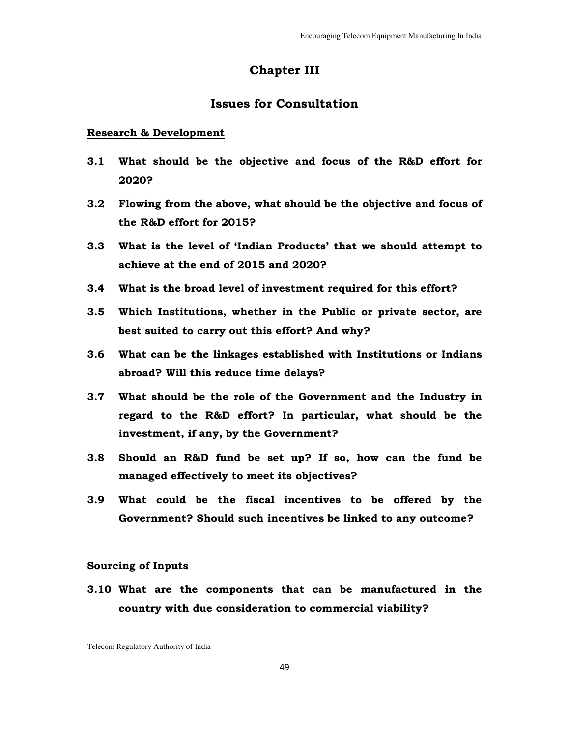# Chapter III

## Issues for Consultation

**Research & Development**

**3.1 What should be the objective and focus of the R&D effort for 2020?**

**3.2 Flowing from the above, what should be the objective and focus of the R&D effort for 2015?**

**3.3 What is the level of 'Indian Products' that we should attempt to achieve at the end of 2015 and 2020?**

**3.4 What is the broad level of investment required for this effort?**

**3.5 Which Institutions, whether in the Public or private sector, are best suited to carry out this effort? And why?**

**3.6 What can be the linkages established with Institutions or Indians abroad? Will this reduce time delays?**

**3.7 What should be the role of the Government and the Industry in regard to the R&D effort? In particular, what should be the investment, if any, by the Government?**

**3.8 Should an R&D fund be set up? If so, how can the fund be managed effectively to meet its objectives?**

**3.9 What could be the fiscal incentives to be offered by the Government? Should such incentives be linked to any outcome?**

**Sourcing of Inputs**

**3.10 What are the components that can be manufactured in the country with due consideration to commercial viability?**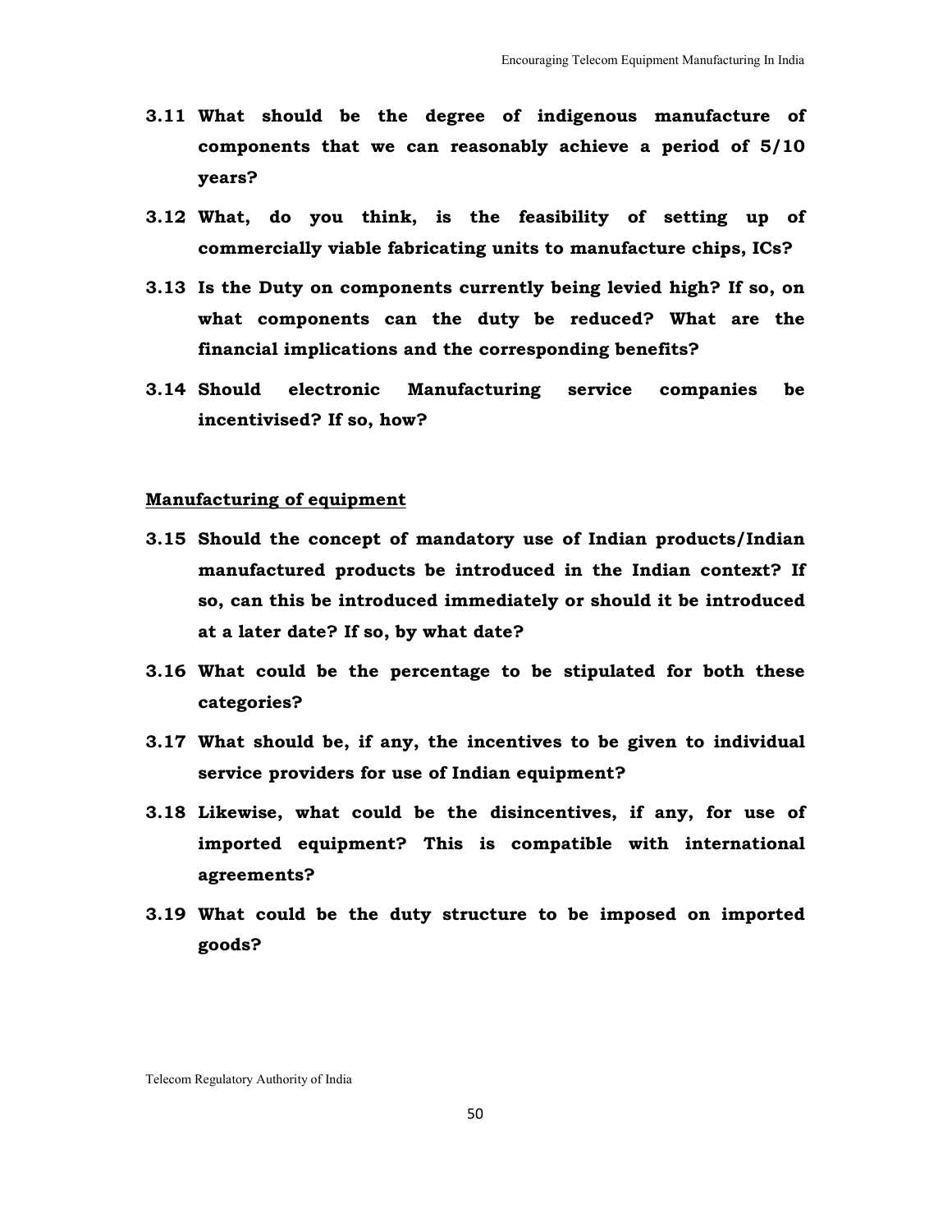**3.11 What should be the degree of indigenous manufacture of components that we can reasonably achieve a period of 5/10 years?**

**3.12 What, do you think, is the feasibility of setting up of commercially viable fabricating units to manufacture chips, ICs?**

**3.13 Is the Duty on components currently being levied high? If so, on what components can the duty be reduced? What are the financial implications and the corresponding benefits?**

**3.14 Should electronic Manufacturing service companies be incentivised? If so, how?**

**Manufacturing of equipment**

**3.15 Should the concept of mandatory use of Indian products/Indian manufactured products be introduced in the Indian context? If so, can this be introduced immediately or should it be introduced at a later date? If so, by what date?**

**3.16 What could be the percentage to be stipulated for both these categories?**

**3.17 What should be, if any, the incentives to be given to individual service providers for use of Indian equipment?**

**3.18 Likewise, what could be the disincentives, if any, for use of imported equipment? This is compatible with international agreements?**

**3.19 What could be the duty structure to be imposed on imported goods?**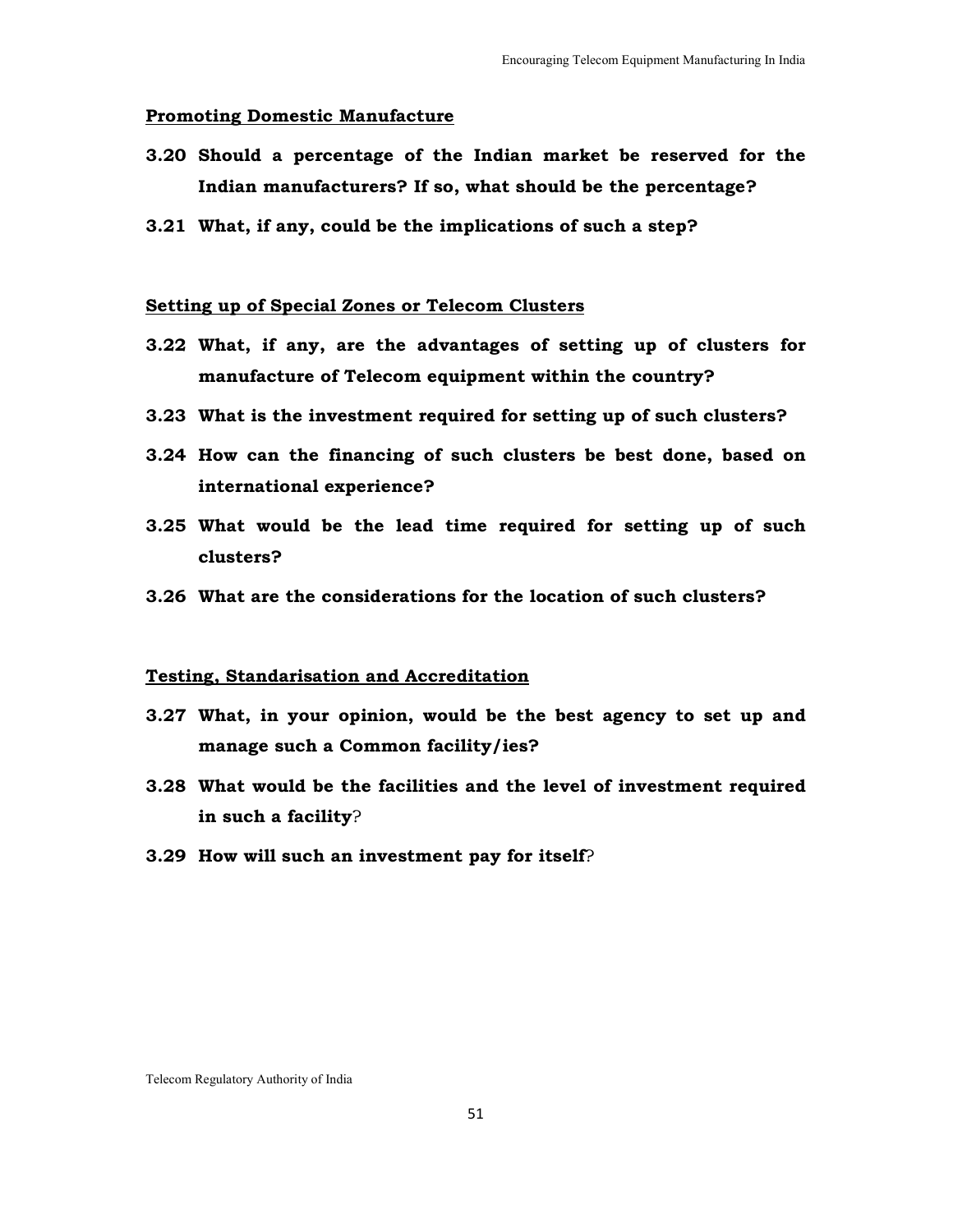**Promoting Domestic Manufacture**

**3.20 Should a percentage of the Indian market be reserved for the Indian manufacturers? If so, what should be the percentage?**

**3.21 What, if any, could be the implications of such a step?**

**Setting up of Special Zones or Telecom Clusters**

**3.22 What, if any, are the advantages of setting up of clusters for manufacture of Telecom equipment within the country?**

**3.23 What is the investment required for setting up of such clusters?**

**3.24 How can the financing of such clusters be best done, based on international experience?**

**3.25 What would be the lead time required for setting up of such clusters?**

**3.26 What are the considerations for the location of such clusters?**

**Testing, Standarisation and Accreditation**

**3.27 What, in your opinion, would be the best agency to set up and manage such a Common facility/ies?**

**3.28 What would be the facilities and the level of investment required in such a facility**?

**3.29 How will such an investment pay for itself**?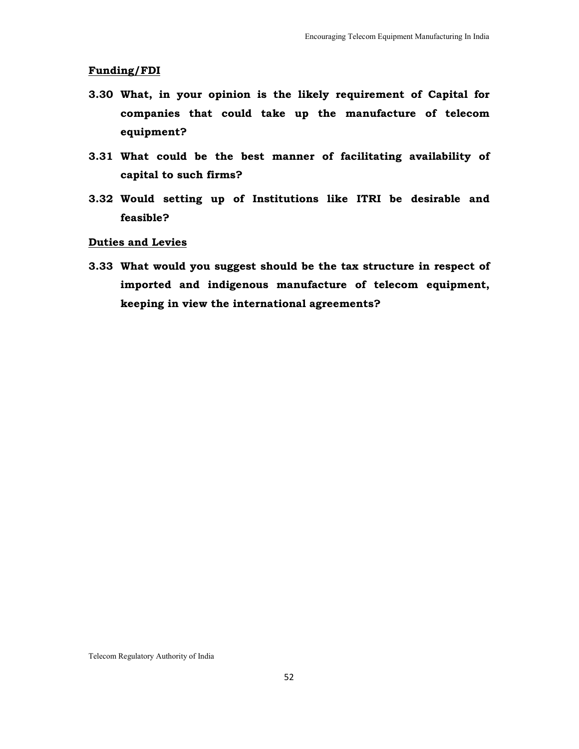**Funding/FDI**

**3.30 What, in your opinion is the likely requirement of Capital for companies that could take up the manufacture of telecom equipment?**

**3.31 What could be the best manner of facilitating availability of capital to such firms?**

**3.32 Would setting up of Institutions like ITRI be desirable and feasible?**

**Duties and Levies**

**3.33 What would you suggest should be the tax structure in respect of imported and indigenous manufacture of telecom equipment, keeping in view the international agreements?**